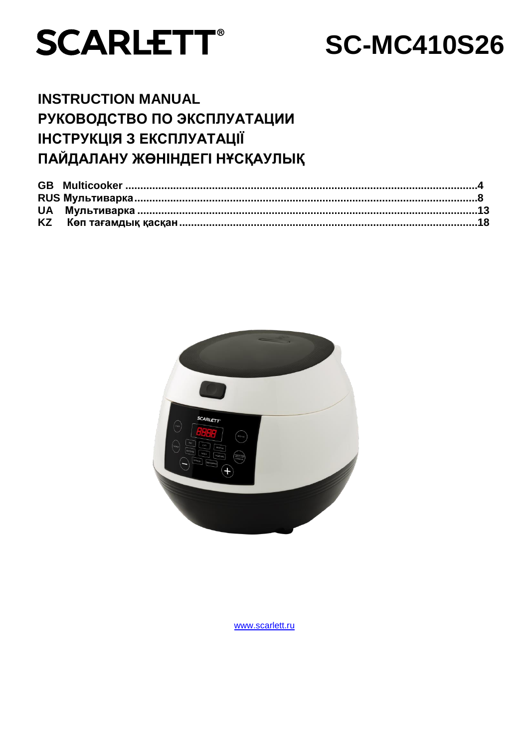# SCARLETT® SC-MC410S26

## INSTRUCTION MANUAL
## РУКОВОДСТВО ПО ЭКСПЛУАТАЦИИ
## ІНСТРУКЦІЯ З ЕКСПЛУАТАЦІЇ
## ПАЙДАЛАНУ ЖӨНІНДЕГІ НҰСҚАУЛЫҚ

**GB Multicooker ....................................................................................................................4**
**RUS Мультиварка.................................................................................................................8**
**UA Мультиварка ................................................................................................................13**
**KZ Көп тағамдық қасқан...................................................................................................18**

www.scarlett.ru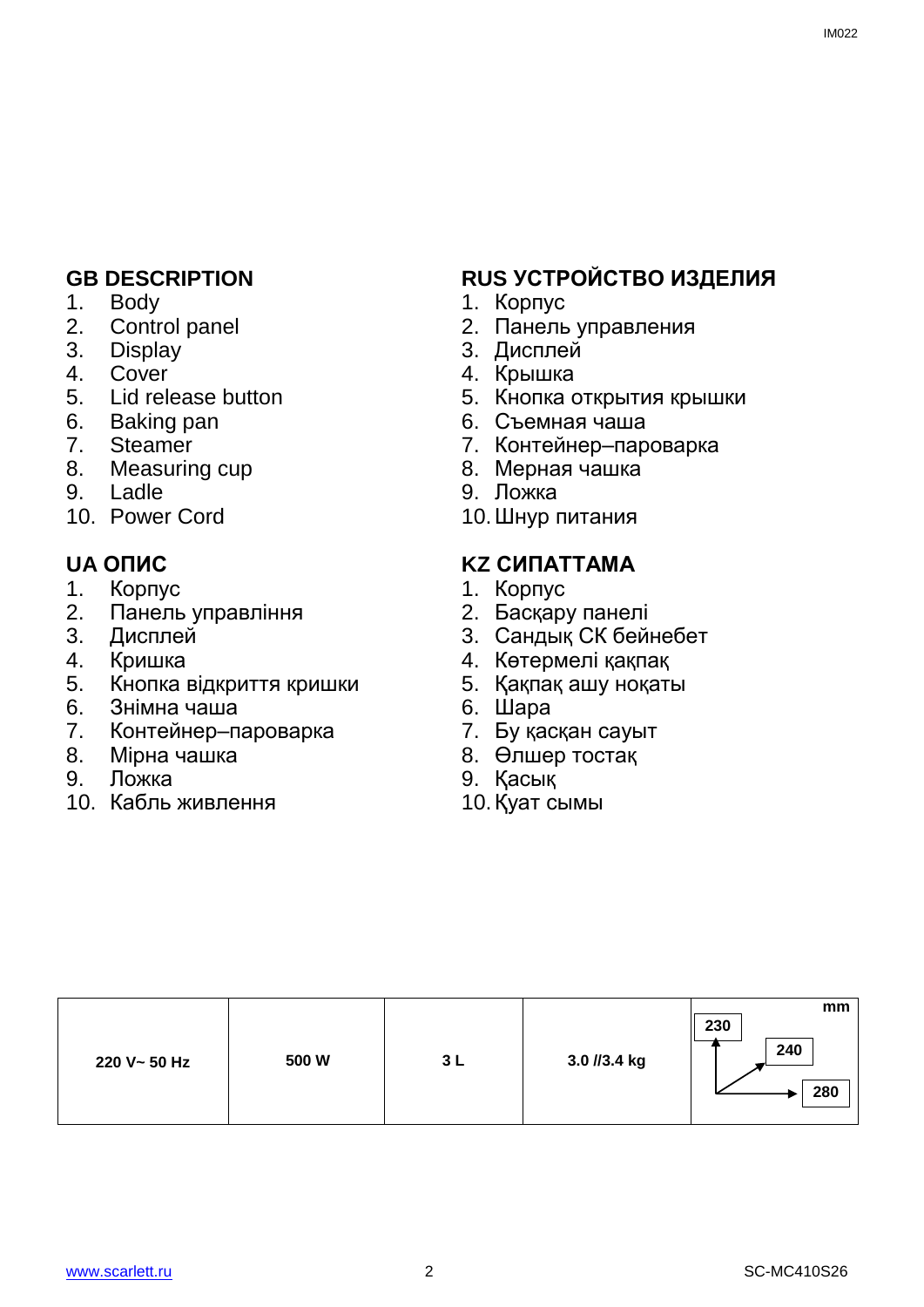## GB DESCRIPTION

1. Body
2. Control panel
3. Display
4. Cover
5. Lid release button
6. Baking pan
7. Steamer
8. Measuring cup
9. Ladle
10. Power Cord

## RUS УСТРОЙСТВО ИЗДЕЛИЯ

1. Корпус
2. Панель управления
3. Дисплей
4. Крышка
5. Кнопка открытия крышки
6. Съемная чаша
7. Контейнер–пароварка
8. Мерная чашка
9. Ложка
10. Шнур питания

## UA ОПИС

1. Корпус
2. Панель управління
3. Дисплей
4. Кришка
5. Кнопка відкриття кришки
6. Знімна чаша
7. Контейнер–пароварка
8. Мірна чашка
9. Ложка
10. Кабль живлення

## KZ СИПАТТАМА

1. Корпус
2. Басқару панелі
3. Сандық СК бейнебет
4. Көтермелі қақпақ
5. Қақпақ ашу ноқаты
6. Шара
7. Бу қасқан сауыт
8. Өлшер тостақ
9. Қасық
10. Қуат сымы

| 220 V~ 50 Hz | 500 W | 3 L | 3.0 //3.4 kg | mm: 230 / 240 / 280 |
|---|---|---|---|---|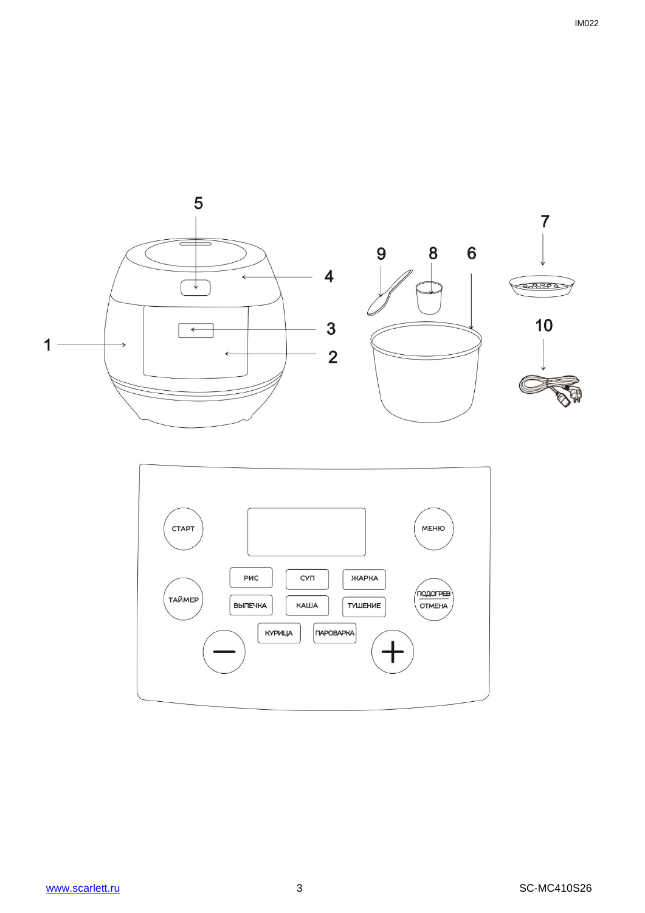5

4

3

2

1

9 8 6

7

10

СТАРТ

МЕНЮ

РИС СУП ЖАРКА

ТАЙМЕР

ВЫПЕЧКА КАША ТУШЕНИЕ

ПОДОГРЕВ
ОТМЕНА

КУРИЦА ПАРОВАРКА

—

+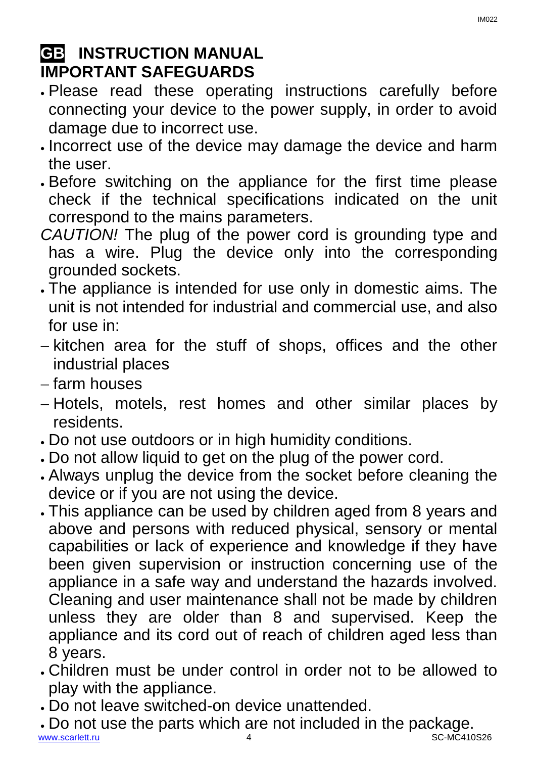# GB INSTRUCTION MANUAL

## IMPORTANT SAFEGUARDS

- Please read these operating instructions carefully before connecting your device to the power supply, in order to avoid damage due to incorrect use.
- Incorrect use of the device may damage the device and harm the user.
- Before switching on the appliance for the first time please check if the technical specifications indicated on the unit correspond to the mains parameters.

*CAUTION!* The plug of the power cord is grounding type and has a wire. Plug the device only into the corresponding grounded sockets.

- The appliance is intended for use only in domestic aims. The unit is not intended for industrial and commercial use, and also for use in:
  - kitchen area for the stuff of shops, offices and the other industrial places
  - farm houses
  - Hotels, motels, rest homes and other similar places by residents.
- Do not use outdoors or in high humidity conditions.
- Do not allow liquid to get on the plug of the power cord.
- Always unplug the device from the socket before cleaning the device or if you are not using the device.
- This appliance can be used by children aged from 8 years and above and persons with reduced physical, sensory or mental capabilities or lack of experience and knowledge if they have been given supervision or instruction concerning use of the appliance in a safe way and understand the hazards involved. Cleaning and user maintenance shall not be made by children unless they are older than 8 and supervised. Keep the appliance and its cord out of reach of children aged less than 8 years.
- Children must be under control in order not to be allowed to play with the appliance.
- Do not leave switched-on device unattended.
- Do not use the parts which are not included in the package.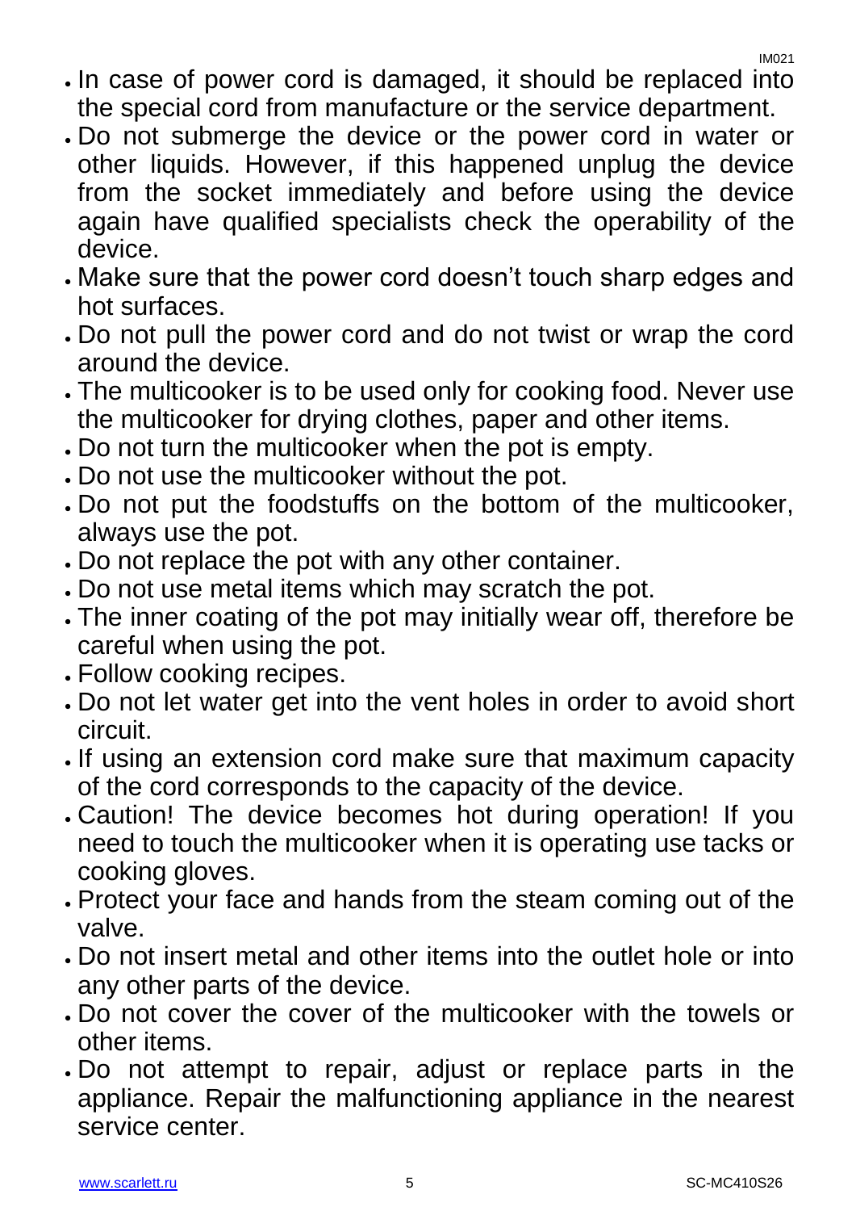- In case of power cord is damaged, it should be replaced into the special cord from manufacture or the service department.
- Do not submerge the device or the power cord in water or other liquids. However, if this happened unplug the device from the socket immediately and before using the device again have qualified specialists check the operability of the device.
- Make sure that the power cord doesn't touch sharp edges and hot surfaces.
- Do not pull the power cord and do not twist or wrap the cord around the device.
- The multicooker is to be used only for cooking food. Never use the multicooker for drying clothes, paper and other items.
- Do not turn the multicooker when the pot is empty.
- Do not use the multicooker without the pot.
- Do not put the foodstuffs on the bottom of the multicooker, always use the pot.
- Do not replace the pot with any other container.
- Do not use metal items which may scratch the pot.
- The inner coating of the pot may initially wear off, therefore be careful when using the pot.
- Follow cooking recipes.
- Do not let water get into the vent holes in order to avoid short circuit.
- If using an extension cord make sure that maximum capacity of the cord corresponds to the capacity of the device.
- Caution! The device becomes hot during operation! If you need to touch the multicooker when it is operating use tacks or cooking gloves.
- Protect your face and hands from the steam coming out of the valve.
- Do not insert metal and other items into the outlet hole or into any other parts of the device.
- Do not cover the cover of the multicooker with the towels or other items.
- Do not attempt to repair, adjust or replace parts in the appliance. Repair the malfunctioning appliance in the nearest service center.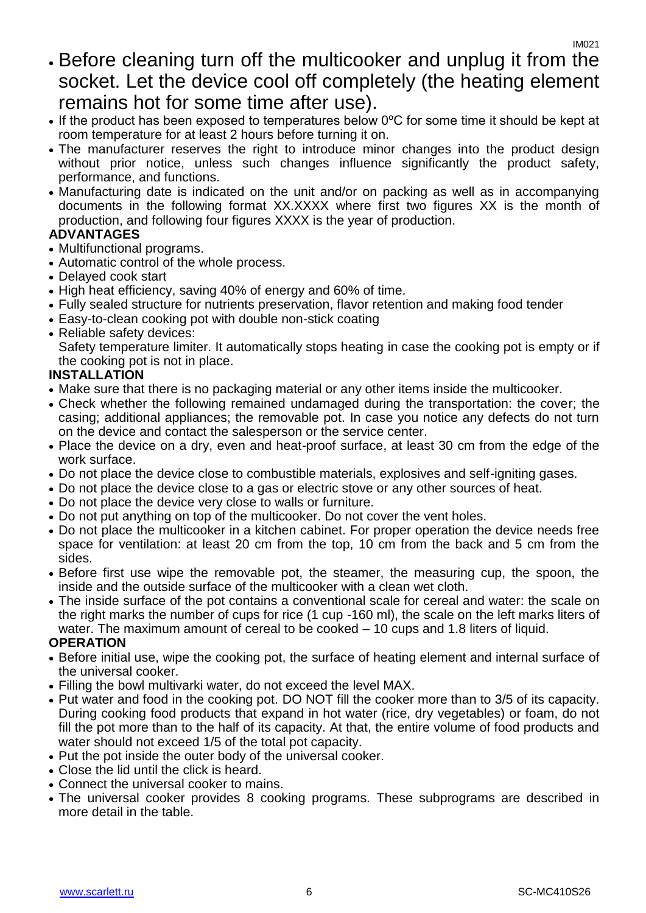- Before cleaning turn off the multicooker and unplug it from the socket. Let the device cool off completely (the heating element remains hot for some time after use).
- If the product has been exposed to temperatures below 0ºC for some time it should be kept at room temperature for at least 2 hours before turning it on.
- The manufacturer reserves the right to introduce minor changes into the product design without prior notice, unless such changes influence significantly the product safety, performance, and functions.
- Manufacturing date is indicated on the unit and/or on packing as well as in accompanying documents in the following format XX.XXXX where first two figures XX is the month of production, and following four figures XXXX is the year of production.

**ADVANTAGES**

- Multifunctional programs.
- Automatic control of the whole process.
- Delayed cook start
- High heat efficiency, saving 40% of energy and 60% of time.
- Fully sealed structure for nutrients preservation, flavor retention and making food tender
- Easy-to-clean cooking pot with double non-stick coating
- Reliable safety devices:
  Safety temperature limiter. It automatically stops heating in case the cooking pot is empty or if the cooking pot is not in place.

**INSTALLATION**

- Make sure that there is no packaging material or any other items inside the multicooker.
- Check whether the following remained undamaged during the transportation: the cover; the casing; additional appliances; the removable pot. In case you notice any defects do not turn on the device and contact the salesperson or the service center.
- Place the device on a dry, even and heat-proof surface, at least 30 cm from the edge of the work surface.
- Do not place the device close to combustible materials, explosives and self-igniting gases.
- Do not place the device close to a gas or electric stove or any other sources of heat.
- Do not place the device very close to walls or furniture.
- Do not put anything on top of the multicooker. Do not cover the vent holes.
- Do not place the multicooker in a kitchen cabinet. For proper operation the device needs free space for ventilation: at least 20 cm from the top, 10 cm from the back and 5 cm from the sides.
- Before first use wipe the removable pot, the steamer, the measuring cup, the spoon, the inside and the outside surface of the multicooker with a clean wet cloth.
- The inside surface of the pot contains a conventional scale for cereal and water: the scale on the right marks the number of cups for rice (1 cup -160 ml), the scale on the left marks liters of water. The maximum amount of cereal to be cooked – 10 cups and 1.8 liters of liquid.

**OPERATION**

- Before initial use, wipe the cooking pot, the surface of heating element and internal surface of the universal cooker.
- Filling the bowl multivarki water, do not exceed the level MAX.
- Put water and food in the cooking pot. DO NOT fill the cooker more than to 3/5 of its capacity. During cooking food products that expand in hot water (rice, dry vegetables) or foam, do not fill the pot more than to the half of its capacity. At that, the entire volume of food products and water should not exceed 1/5 of the total pot capacity.
- Put the pot inside the outer body of the universal cooker.
- Close the lid until the click is heard.
- Connect the universal cooker to mains.
- The universal cooker provides 8 cooking programs. These subprograms are described in more detail in the table.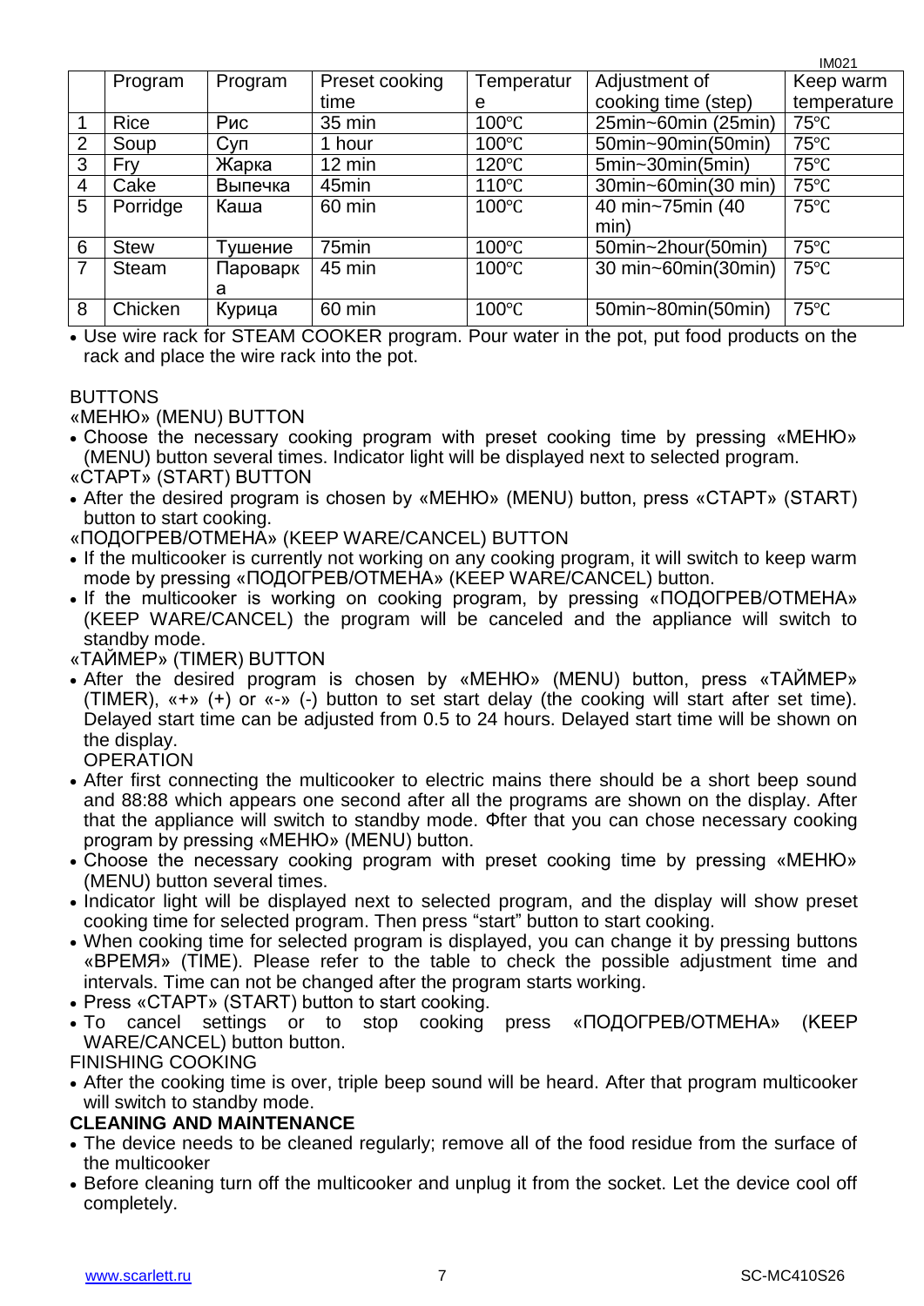| | Program | Program | Preset cooking time | Temperature | Adjustment of cooking time (step) | Keep warm temperature |
|---|---|---|---|---|---|---|
| 1 | Rice | Рис | 35 min | 100℃ | 25min~60min (25min) | 75℃ |
| 2 | Soup | Суп | 1 hour | 100℃ | 50min~90min(50min) | 75℃ |
| 3 | Fry | Жарка | 12 min | 120℃ | 5min~30min(5min) | 75℃ |
| 4 | Cake | Выпечка | 45min | 110℃ | 30min~60min(30 min) | 75℃ |
| 5 | Porridge | Каша | 60 min | 100℃ | 40 min~75min (40 min) | 75℃ |
| 6 | Stew | Тушение | 75min | 100℃ | 50min~2hour(50min) | 75℃ |
| 7 | Steam | Пароварка | 45 min | 100℃ | 30 min~60min(30min) | 75℃ |
| 8 | Chicken | Курица | 60 min | 100℃ | 50min~80min(50min) | 75℃ |

- Use wire rack for STEAM COOKER program. Pour water in the pot, put food products on the rack and place the wire rack into the pot.

BUTTONS

«МЕНЮ» (MENU) BUTTON

- Choose the necessary cooking program with preset cooking time by pressing «МЕНЮ» (MENU) button several times. Indicator light will be displayed next to selected program.

«СТАРТ» (START) BUTTON

- After the desired program is chosen by «МЕНЮ» (MENU) button, press «СТАРТ» (START) button to start cooking.

«ПОДОГРЕВ/ОТМЕНА» (KEEP WARE/CANCEL) BUTTON

- If the multicooker is currently not working on any cooking program, it will switch to keep warm mode by pressing «ПОДОГРЕВ/ОТМЕНА» (KEEP WARE/CANCEL) button.
- If the multicooker is working on cooking program, by pressing «ПОДОГРЕВ/ОТМЕНА» (KEEP WARE/CANCEL) the program will be canceled and the appliance will switch to standby mode.

«ТАЙМЕР» (TIMER) BUTTON

- After the desired program is chosen by «МЕНЮ» (MENU) button, press «ТАЙМЕР» (TIMER), «+» (+) or «-» (-) button to set start delay (the cooking will start after set time). Delayed start time can be adjusted from 0.5 to 24 hours. Delayed start time will be shown on the display.

OPERATION

- After first connecting the multicooker to electric mains there should be a short beep sound and 88:88 which appears one second after all the programs are shown on the display. After that the appliance will switch to standby mode. Фfter that you can chose necessary cooking program by pressing «МЕНЮ» (MENU) button.
- Choose the necessary cooking program with preset cooking time by pressing «МЕНЮ» (MENU) button several times.
- Indicator light will be displayed next to selected program, and the display will show preset cooking time for selected program. Then press "start" button to start cooking.
- When cooking time for selected program is displayed, you can change it by pressing buttons «ВРЕМЯ» (TIME). Please refer to the table to check the possible adjustment time and intervals. Time can not be changed after the program starts working.
- Press «СТАРТ» (START) button to start cooking.
- To cancel settings or to stop cooking press «ПОДОГРЕВ/ОТМЕНА» (KEEP WARE/CANCEL) button button.

FINISHING COOKING

- After the cooking time is over, triple beep sound will be heard. After that program multicooker will switch to standby mode.

**CLEANING AND MAINTENANCE**

- The device needs to be cleaned regularly; remove all of the food residue from the surface of the multicooker
- Before cleaning turn off the multicooker and unplug it from the socket. Let the device cool off completely.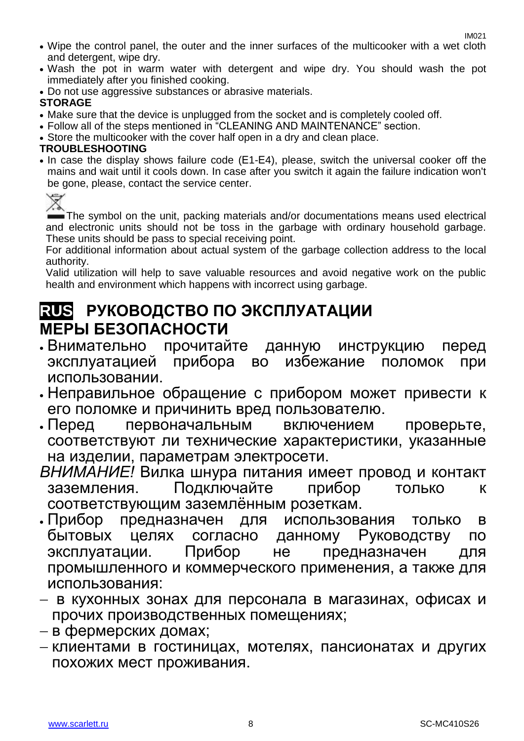- Wipe the control panel, the outer and the inner surfaces of the multicooker with a wet cloth and detergent, wipe dry.
- Wash the pot in warm water with detergent and wipe dry. You should wash the pot immediately after you finished cooking.
- Do not use aggressive substances or abrasive materials.

**STORAGE**

- Make sure that the device is unplugged from the socket and is completely cooled off.
- Follow all of the steps mentioned in "CLEANING AND MAINTENANCE" section.
- Store the multicooker with the cover half open in a dry and clean place.

**TROUBLESHOOTING**

- In case the display shows failure code (E1-E4), please, switch the universal cooker off the mains and wait until it cools down. In case after you switch it again the failure indication won't be gone, please, contact the service center.

The symbol on the unit, packing materials and/or documentations means used electrical and electronic units should not be toss in the garbage with ordinary household garbage. These units should be pass to special receiving point.

For additional information about actual system of the garbage collection address to the local authority.

Valid utilization will help to save valuable resources and avoid negative work on the public health and environment which happens with incorrect using garbage.

# RUS РУКОВОДСТВО ПО ЭКСПЛУАТАЦИИ

## МЕРЫ БЕЗОПАСНОСТИ

- Внимательно прочитайте данную инструкцию перед эксплуатацией прибора во избежание поломок при использовании.
- Неправильное обращение с прибором может привести к его поломке и причинить вред пользователю.
- Перед первоначальным включением проверьте, соответствуют ли технические характеристики, указанные на изделии, параметрам электросети.

*ВНИМАНИЕ!* Вилка шнура питания имеет провод и контакт заземления. Подключайте прибор только к соответствующим заземлённым розеткам.

- Прибор предназначен для использования только в бытовых целях согласно данному Руководству по эксплуатации. Прибор не предназначен для промышленного и коммерческого применения, а также для использования:
  - в кухонных зонах для персонала в магазинах, офисах и прочих производственных помещениях;
  - в фермерских домах;
  - клиентами в гостиницах, мотелях, пансионатах и других похожих мест проживания.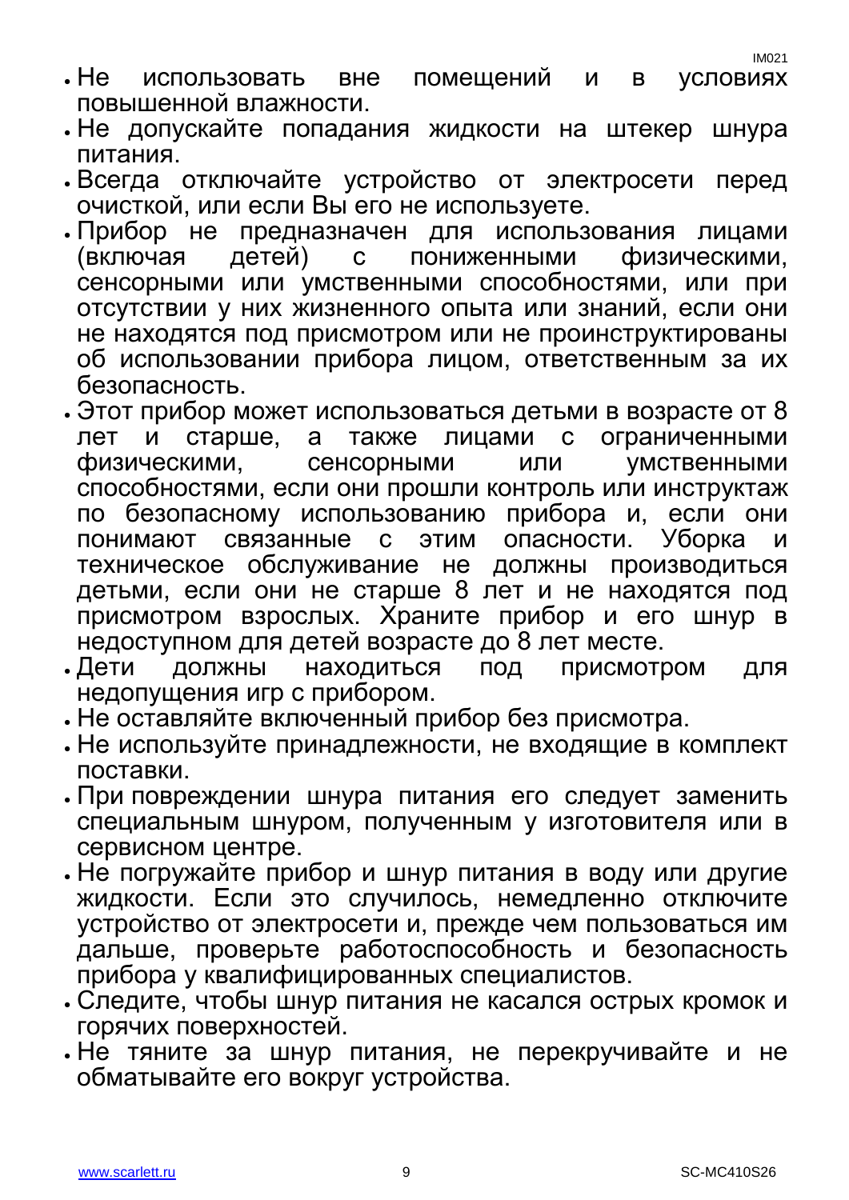- Не использовать вне помещений и в условиях повышенной влажности.
- Не допускайте попадания жидкости на штекер шнура питания.
- Всегда отключайте устройство от электросети перед очисткой, или если Вы его не используете.
- Прибор не предназначен для использования лицами (включая детей) с пониженными физическими, сенсорными или умственными способностями, или при отсутствии у них жизненного опыта или знаний, если они не находятся под присмотром или не проинструктированы об использовании прибора лицом, ответственным за их безопасность.
- Этот прибор может использоваться детьми в возрасте от 8 лет и старше, а также лицами с ограниченными физическими, сенсорными или умственными способностями, если они прошли контроль или инструктаж по безопасному использованию прибора и, если они понимают связанные с этим опасности. Уборка и техническое обслуживание не должны производиться детьми, если они не старше 8 лет и не находятся под присмотром взрослых. Храните прибор и его шнур в недоступном для детей возрасте до 8 лет месте.
- Дети должны находиться под присмотром для недопущения игр с прибором.
- Не оставляйте включенный прибор без присмотра.
- Не используйте принадлежности, не входящие в комплект поставки.
- При повреждении шнура питания его следует заменить специальным шнуром, полученным у изготовителя или в сервисном центре.
- Не погружайте прибор и шнур питания в воду или другие жидкости. Если это случилось, немедленно отключите устройство от электросети и, прежде чем пользоваться им дальше, проверьте работоспособность и безопасность прибора у квалифицированных специалистов.
- Следите, чтобы шнур питания не касался острых кромок и горячих поверхностей.
- Не тяните за шнур питания, не перекручивайте и не обматывайте его вокруг устройства.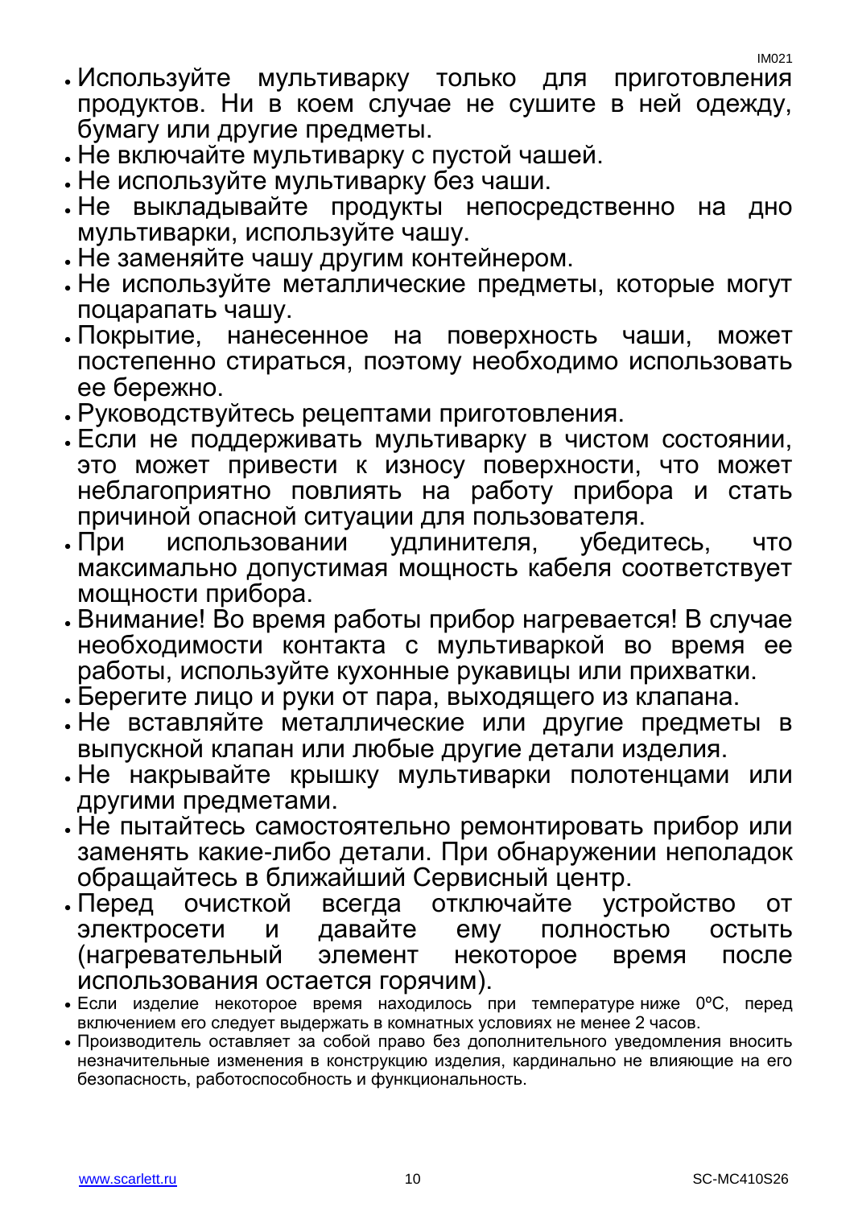- Используйте мультиварку только для приготовления продуктов. Ни в коем случае не сушите в ней одежду, бумагу или другие предметы.
- Не включайте мультиварку с пустой чашей.
- Не используйте мультиварку без чаши.
- Не выкладывайте продукты непосредственно на дно мультиварки, используйте чашу.
- Не заменяйте чашу другим контейнером.
- Не используйте металлические предметы, которые могут поцарапать чашу.
- Покрытие, нанесенное на поверхность чаши, может постепенно стираться, поэтому необходимо использовать ее бережно.
- Руководствуйтесь рецептами приготовления.
- Если не поддерживать мультиварку в чистом состоянии, это может привести к износу поверхности, что может неблагоприятно повлиять на работу прибора и стать причиной опасной ситуации для пользователя.
- При использовании удлинителя, убедитесь, что максимально допустимая мощность кабеля соответствует мощности прибора.
- Внимание! Во время работы прибор нагревается! В случае необходимости контакта с мультиваркой во время ее работы, используйте кухонные рукавицы или прихватки.
- Берегите лицо и руки от пара, выходящего из клапана.
- Не вставляйте металлические или другие предметы в выпускной клапан или любые другие детали изделия.
- Не накрывайте крышку мультиварки полотенцами или другими предметами.
- Не пытайтесь самостоятельно ремонтировать прибор или заменять какие-либо детали. При обнаружении неполадок обращайтесь в ближайший Сервисный центр.
- Перед очисткой всегда отключайте устройство от электросети и давайте ему полностью остыть (нагревательный элемент некоторое время после использования остается горячим).
- Если изделие некоторое время находилось при температуре ниже 0ºC, перед включением его следует выдержать в комнатных условиях не менее 2 часов.
- Производитель оставляет за собой право без дополнительного уведомления вносить незначительные изменения в конструкцию изделия, кардинально не влияющие на его безопасность, работоспособность и функциональность.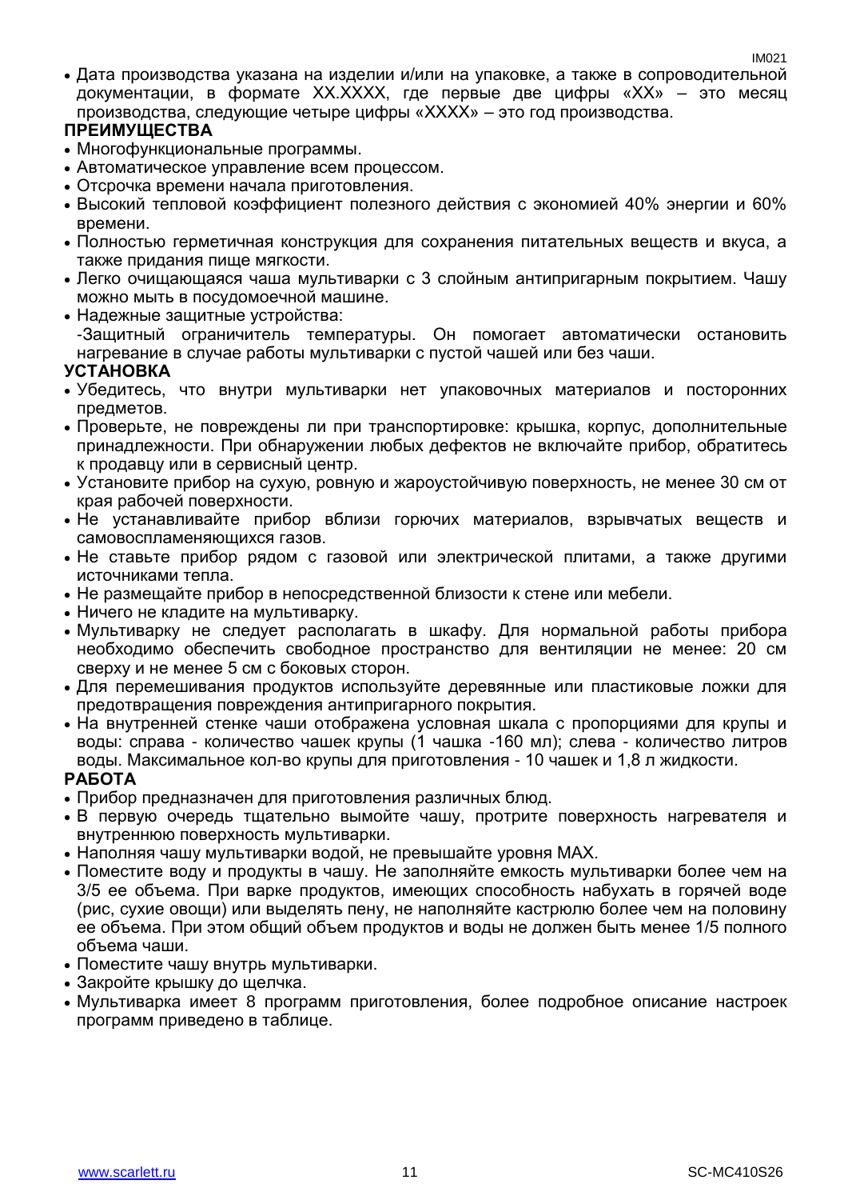- Дата производства указана на изделии и/или на упаковке, а также в сопроводительной документации, в формате XX.XXXX, где первые две цифры «XX» – это месяц производства, следующие четыре цифры «XXXX» – это год производства.

## ПРЕИМУЩЕСТВА

- Многофункциональные программы.
- Автоматическое управление всем процессом.
- Отсрочка времени начала приготовления.
- Высокий тепловой коэффициент полезного действия с экономией 40% энергии и 60% времени.
- Полностью герметичная конструкция для сохранения питательных веществ и вкуса, а также придания пище мягкости.
- Легко очищающаяся чаша мультиварки с 3 слойным антипригарным покрытием. Чашу можно мыть в посудомоечной машине.
- Надежные защитные устройства:
  -Защитный ограничитель температуры. Он помогает автоматически остановить нагревание в случае работы мультиварки с пустой чашей или без чаши.

## УСТАНОВКА

- Убедитесь, что внутри мультиварки нет упаковочных материалов и посторонних предметов.
- Проверьте, не повреждены ли при транспортировке: крышка, корпус, дополнительные принадлежности. При обнаружении любых дефектов не включайте прибор, обратитесь к продавцу или в сервисный центр.
- Установите прибор на сухую, ровную и жароустойчивую поверхность, не менее 30 см от края рабочей поверхности.
- Не устанавливайте прибор вблизи горючих материалов, взрывчатых веществ и самовоспламеняющихся газов.
- Не ставьте прибор рядом с газовой или электрической плитами, а также другими источниками тепла.
- Не размещайте прибор в непосредственной близости к стене или мебели.
- Ничего не кладите на мультиварку.
- Мультиварку не следует располагать в шкафу. Для нормальной работы прибора необходимо обеспечить свободное пространство для вентиляции не менее: 20 см сверху и не менее 5 см с боковых сторон.
- Для перемешивания продуктов используйте деревянные или пластиковые ложки для предотвращения повреждения антипригарного покрытия.
- На внутренней стенке чаши отображена условная шкала с пропорциями для крупы и воды: справа - количество чашек крупы (1 чашка -160 мл); слева - количество литров воды. Максимальное кол-во крупы для приготовления - 10 чашек и 1,8 л жидкости.

## РАБОТА

- Прибор предназначен для приготовления различных блюд.
- В первую очередь тщательно вымойте чашу, протрите поверхность нагревателя и внутреннюю поверхность мультиварки.
- Наполняя чашу мультиварки водой, не превышайте уровня MAX.
- Поместите воду и продукты в чашу. Не заполняйте емкость мультиварки более чем на 3/5 ее объема. При варке продуктов, имеющих способность набухать в горячей воде (рис, сухие овощи) или выделять пену, не наполняйте кастрюлю более чем на половину ее объема. При этом общий объем продуктов и воды не должен быть менее 1/5 полного объема чаши.
- Поместите чашу внутрь мультиварки.
- Закройте крышку до щелчка.
- Мультиварка имеет 8 программ приготовления, более подробное описание настроек программ приведено в таблице.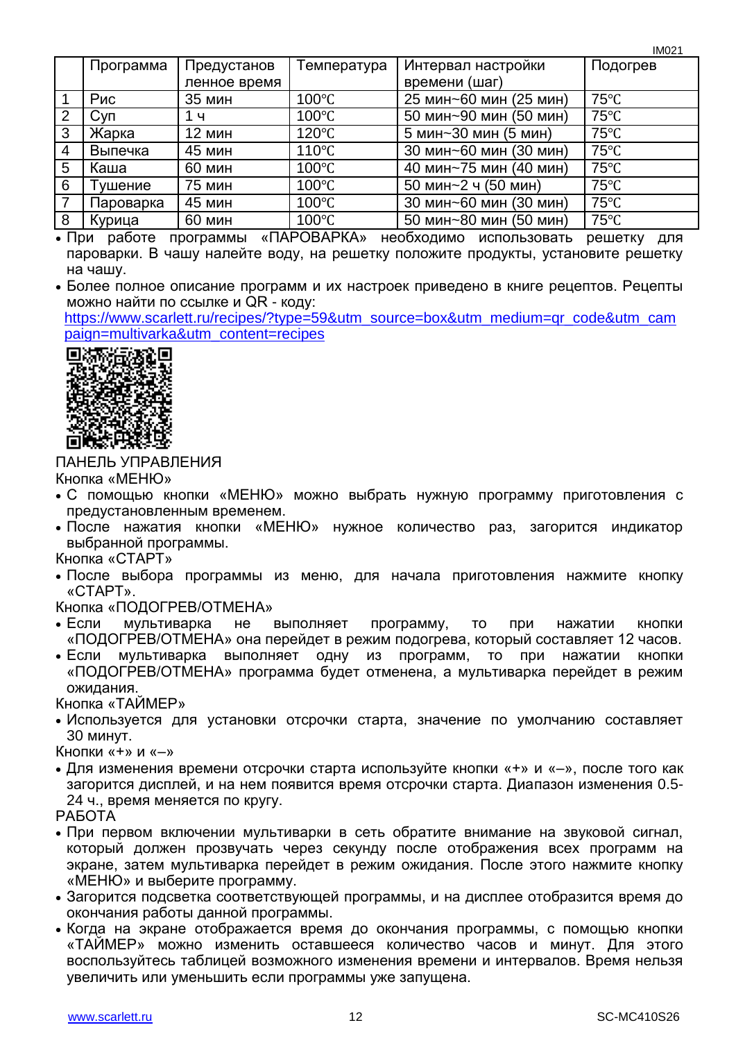| | Программа | Предустановленное время | Температура | Интервал настройки времени (шаг) | Подогрев |
|---|---|---|---|---|---|
| 1 | Рис | 35 мин | 100℃ | 25 мин~60 мин (25 мин) | 75℃ |
| 2 | Суп | 1 ч | 100℃ | 50 мин~90 мин (50 мин) | 75℃ |
| 3 | Жарка | 12 мин | 120℃ | 5 мин~30 мин (5 мин) | 75℃ |
| 4 | Выпечка | 45 мин | 110℃ | 30 мин~60 мин (30 мин) | 75℃ |
| 5 | Каша | 60 мин | 100℃ | 40 мин~75 мин (40 мин) | 75℃ |
| 6 | Тушение | 75 мин | 100℃ | 50 мин~2 ч (50 мин) | 75℃ |
| 7 | Пароварка | 45 мин | 100℃ | 30 мин~60 мин (30 мин) | 75℃ |
| 8 | Курица | 60 мин | 100℃ | 50 мин~80 мин (50 мин) | 75℃ |

- При работе программы «ПАРОВАРКА» необходимо использовать решетку для пароварки. В чашу налейте воду, на решетку положите продукты, установите решетку на чашу.
- Более полное описание программ и их настроек приведено в книге рецептов. Рецепты можно найти по ссылке и QR - коду:
  https://www.scarlett.ru/recipes/?type=59&utm_source=box&utm_medium=qr_code&utm_campaign=multivarka&utm_content=recipes

ПАНЕЛЬ УПРАВЛЕНИЯ

Кнопка «МЕНЮ»

- С помощью кнопки «МЕНЮ» можно выбрать нужную программу приготовления с предустановленным временем.
- После нажатия кнопки «МЕНЮ» нужное количество раз, загорится индикатор выбранной программы.

Кнопка «СТАРТ»

- После выбора программы из меню, для начала приготовления нажмите кнопку «СТАРТ».

Кнопка «ПОДОГРЕВ/ОТМЕНА»

- Если мультиварка не выполняет программу, то при нажатии кнопки «ПОДОГРЕВ/ОТМЕНА» она перейдет в режим подогрева, который составляет 12 часов.
- Если мультиварка выполняет одну из программ, то при нажатии кнопки «ПОДОГРЕВ/ОТМЕНА» программа будет отменена, а мультиварка перейдет в режим ожидания.

Кнопка «ТАЙМЕР»

- Используется для установки отсрочки старта, значение по умолчанию составляет 30 минут.

Кнопки «+» и «–»

- Для изменения времени отсрочки старта используйте кнопки «+» и «–», после того как загорится дисплей, и на нем появится время отсрочки старта. Диапазон изменения 0.5-24 ч., время меняется по кругу.

РАБОТА

- При первом включении мультиварки в сеть обратите внимание на звуковой сигнал, который должен прозвучать через секунду после отображения всех программ на экране, затем мультиварка перейдет в режим ожидания. После этого нажмите кнопку «МЕНЮ» и выберите программу.
- Загорится подсветка соответствующей программы, и на дисплее отобразится время до окончания работы данной программы.
- Когда на экране отображается время до окончания программы, с помощью кнопки «ТАЙМЕР» можно изменить оставшееся количество часов и минут. Для этого воспользуйтесь таблицей возможного изменения времени и интервалов. Время нельзя увеличить или уменьшить если программы уже запущена.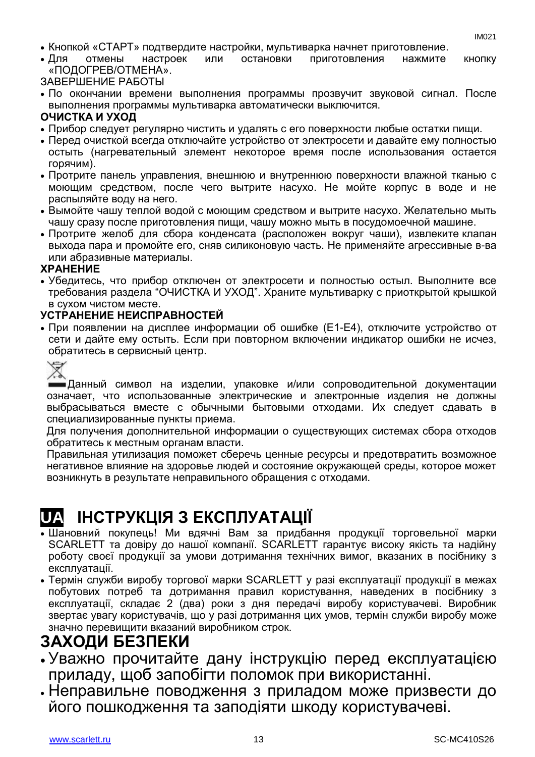- Кнопкой «СТАРТ» подтвердите настройки, мультиварка начнет приготовление.
- Для отмены настроек или остановки приготовления нажмите кнопку «ПОДОГРЕВ/ОТМЕНА».

ЗАВЕРШЕНИЕ РАБОТЫ

- По окончании времени выполнения программы прозвучит звуковой сигнал. После выполнения программы мультиварка автоматически выключится.

**ОЧИСТКА И УХОД**

- Прибор следует регулярно чистить и удалять с его поверхности любые остатки пищи.
- Перед очисткой всегда отключайте устройство от электросети и давайте ему полностью остыть (нагревательный элемент некоторое время после использования остается горячим).
- Протрите панель управления, внешнюю и внутреннюю поверхности влажной тканью с моющим средством, после чего вытрите насухо. Не мойте корпус в воде и не распыляйте воду на него.
- Вымойте чашу теплой водой с моющим средством и вытрите насухо. Желательно мыть чашу сразу после приготовления пищи, чашу можно мыть в посудомоечной машине.
- Протрите желоб для сбора конденсата (расположен вокруг чаши), извлеките клапан выхода пара и промойте его, сняв силиконовую часть. Не применяйте агрессивные в-ва или абразивные материалы.

**ХРАНЕНИЕ**

- Убедитесь, что прибор отключен от электросети и полностью остыл. Выполните все требования раздела “ОЧИСТКА И УХОД”. Храните мультиварку с приоткрытой крышкой в сухом чистом месте.

**УСТРАНЕНИЕ НЕИСПРАВНОСТЕЙ**

- При появлении на дисплее информации об ошибке (E1-E4), отключите устройство от сети и дайте ему остыть. Если при повторном включении индикатор ошибки не исчез, обратитесь в сервисный центр.

Данный символ на изделии, упаковке и/или сопроводительной документации означает, что использованные электрические и электронные изделия не должны выбрасываться вместе с обычными бытовыми отходами. Их следует сдавать в специализированные пункты приема.

Для получения дополнительной информации о существующих системах сбора отходов обратитесь к местным органам власти.

Правильная утилизация поможет сберечь ценные ресурсы и предотвратить возможное негативное влияние на здоровье людей и состояние окружающей среды, которое может возникнуть в результате неправильного обращения с отходами.

# UA ІНСТРУКЦІЯ З ЕКСПЛУАТАЦІЇ

- Шановний покупець! Ми вдячні Вам за придбання продукції торговельної марки SCARLETT та довіру до нашої компанії. SCARLETT гарантує високу якість та надійну роботу своєї продукції за умови дотримання технічних вимог, вказаних в посібнику з експлуатації.
- Термін служби виробу торгової марки SCARLETT у разі експлуатації продукції в межах побутових потреб та дотримання правил користування, наведених в посібнику з експлуатації, складає 2 (два) роки з дня передачі виробу користувачеві. Виробник звертає увагу користувачів, що у разі дотримання цих умов, термін служби виробу може значно перевищити вказаний виробником строк.

## ЗАХОДИ БЕЗПЕКИ

- Уважно прочитайте дану інструкцію перед експлуатацією приладу, щоб запобігти поломок при використанні.
- Неправильне поводження з приладом може призвести до його пошкодження та заподіяти шкоду користувачеві.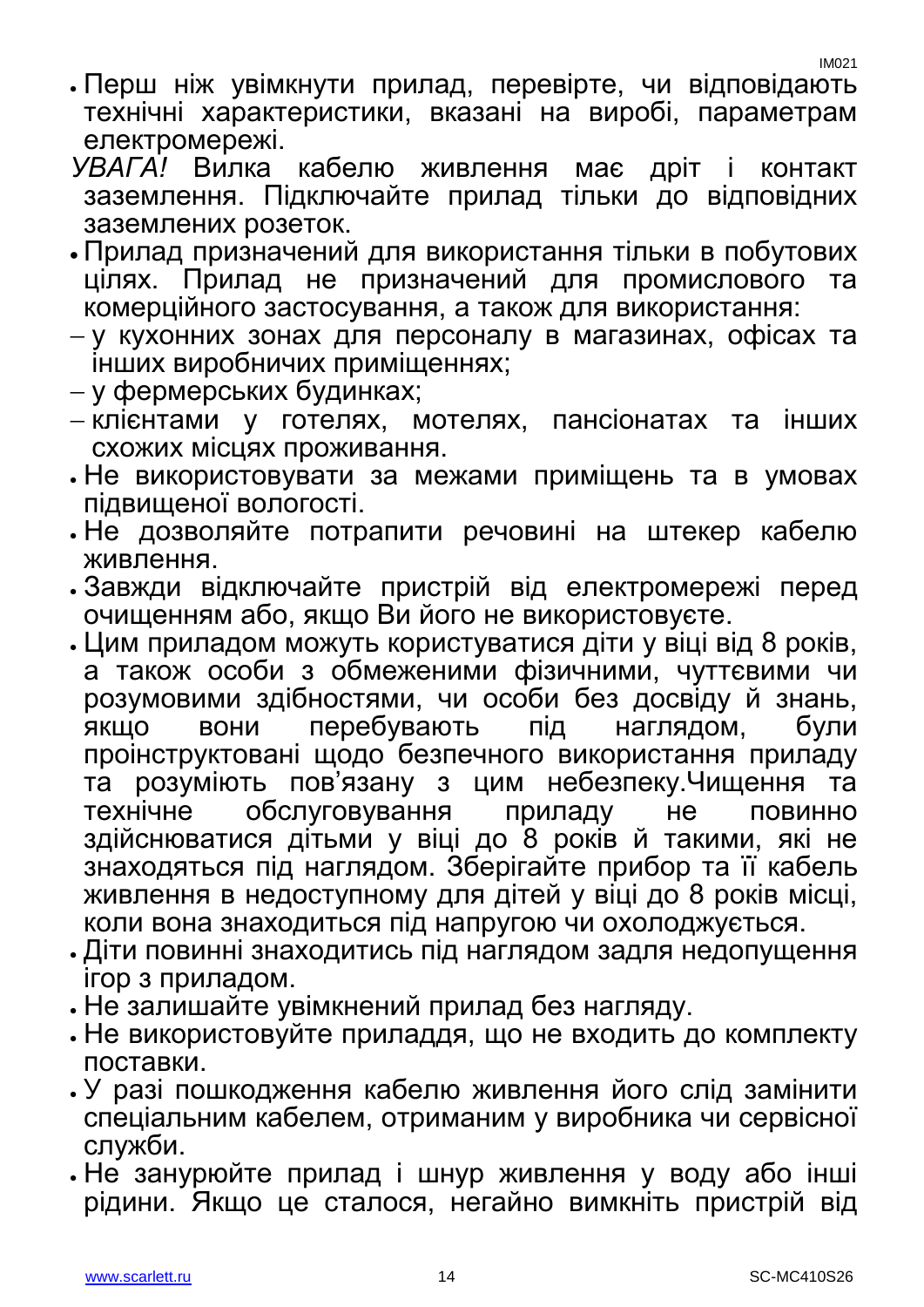- Перш ніж увімкнути прилад, перевірте, чи відповідають технічні характеристики, вказані на виробі, параметрам електромережі.

*УВАГА!* Вилка кабелю живлення має дріт і контакт заземлення. Підключайте прилад тільки до відповідних заземлених розеток.

- Прилад призначений для використання тільки в побутових цілях. Прилад не призначений для промислового та комерційного застосування, а також для використання:
  - у кухонних зонах для персоналу в магазинах, офісах та інших виробничих приміщеннях;
  - у фермерських будинках;
  - клієнтами у готелях, мотелях, пансіонатах та інших схожих місцях проживання.
- Не використовувати за межами приміщень та в умовах підвищеної вологості.
- Не дозволяйте потрапити речовині на штекер кабелю живлення.
- Завжди відключайте пристрій від електромережі перед очищенням або, якщо Ви його не використовуєте.
- Цим приладом можуть користуватися діти у віці від 8 років, а також особи з обмеженими фізичними, чуттєвими чи розумовими здібностями, чи особи без досвіду й знань, якщо вони перебувають під наглядом, були проінструктовані щодо безпечного використання приладу та розуміють пов'язану з цим небезпеку.Чищення та технічне обслуговування приладу не повинно здійснюватися дітьми у віці до 8 років й такими, які не знаходяться під наглядом. Зберігайте прибор та її кабель живлення в недоступному для дітей у віці до 8 років місці, коли вона знаходиться під напругою чи охолоджується.
- Діти повинні знаходитись під наглядом задля недопущення ігор з приладом.
- Не залишайте увімкнений прилад без нагляду.
- Не використовуйте приладдя, що не входить до комплекту поставки.
- У разі пошкодження кабелю живлення його слід замінити спеціальним кабелем, отриманим у виробника чи сервісної служби.
- Не занурюйте прилад і шнур живлення у воду або інші рідини. Якщо це сталося, негайно вимкніть пристрій від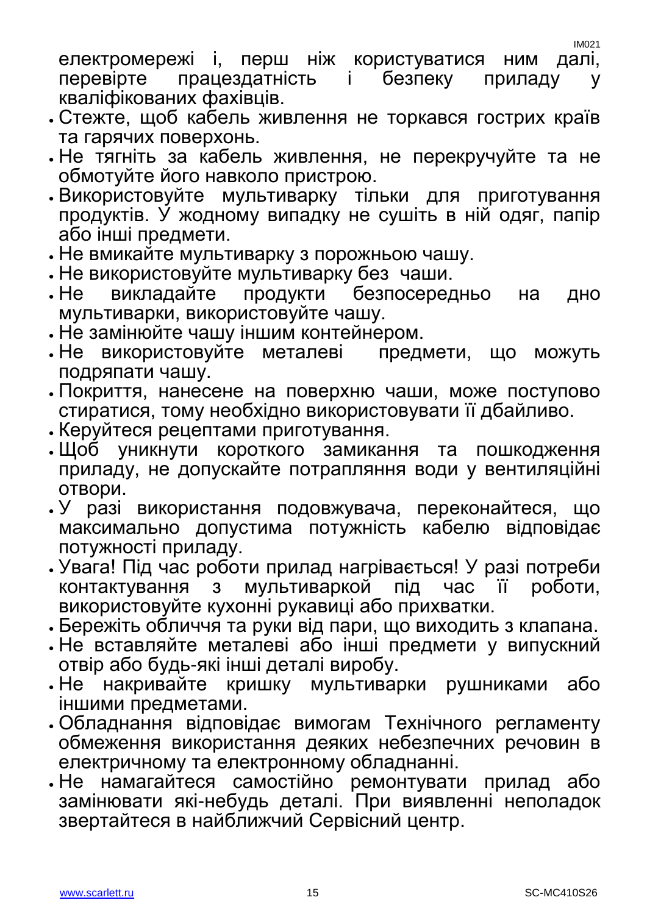електромережі і, перш ніж користуватися ним далі, перевірте працездатність і безпеку приладу у кваліфікованих фахівців.

- Стежте, щоб кабель живлення не торкався гострих країв та гарячих поверхонь.
- Не тягніть за кабель живлення, не перекручуйте та не обмотуйте його навколо пристрою.
- Використовуйте мультиварку тільки для приготування продуктів. У жодному випадку не сушіть в ній одяг, папір або інші предмети.
- Не вмикайте мультиварку з порожньою чашу.
- Не використовуйте мультиварку без чаши.
- Не викладайте продукти безпосередньо на дно мультиварки, використовуйте чашу.
- Не замінюйте чашу іншим контейнером.
- Не використовуйте металеві предмети, що можуть подряпати чашу.
- Покриття, нанесене на поверхню чаши, може поступово стиратися, тому необхідно використовувати її дбайливо.
- Керуйтеся рецептами приготування.
- Щоб уникнути короткого замикання та пошкодження приладу, не допускайте потрапляння води у вентиляційні отвори.
- У разі використання подовжувача, переконайтеся, що максимально допустима потужність кабелю відповідає потужності приладу.
- Увага! Під час роботи прилад нагрівається! У разі потреби контактування з мультиваркой під час її роботи, використовуйте кухонні рукавиці або прихватки.
- Бережіть обличчя та руки від пари, що виходить з клапана.
- Не вставляйте металеві або інші предмети у випускний отвір або будь-які інші деталі виробу.
- Не накривайте кришку мультиварки рушниками або іншими предметами.
- Обладнання відповідає вимогам Технічного регламенту обмеження використання деяких небезпечних речовин в електричному та електронному обладнанні.
- Не намагайтеся самостійно ремонтувати прилад або замінювати які-небудь деталі. При виявленні неполадок звертайтеся в найближчий Сервісний центр.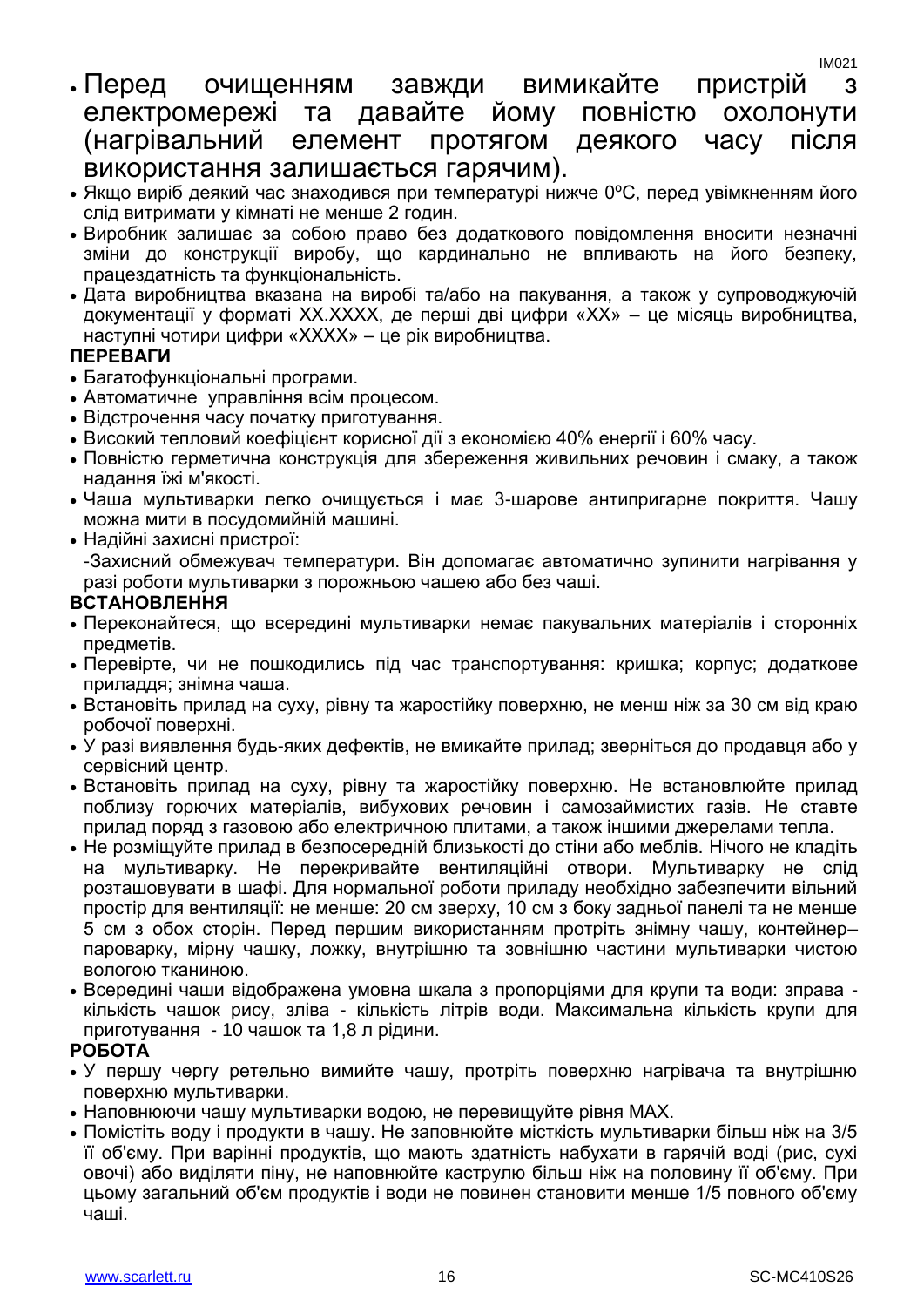- Перед очищенням завжди вимикайте пристрій з електромережі та давайте йому повністю охолонути (нагрівальний елемент протягом деякого часу після використання залишається гарячим).
- Якщо виріб деякий час знаходився при температурі нижче 0ºC, перед увімкненням його слід витримати у кімнаті не менше 2 годин.
- Виробник залишає за собою право без додаткового повідомлення вносити незначні зміни до конструкції виробу, що кардинально не впливають на його безпеку, працездатність та функціональність.
- Дата виробництва вказана на виробі та/або на пакування, а також у супроводжуючій документації у форматі XX.XXXX, де перші дві цифри «XX» – це місяць виробництва, наступні чотири цифри «XXXX» – це рік виробництва.

**ПЕРЕВАГИ**

- Багатофункціональні програми.
- Автоматичне управління всім процесом.
- Відстрочення часу початку приготування.
- Високий тепловий коефіцієнт корисної дії з економією 40% енергії і 60% часу.
- Повністю герметична конструкція для збереження живильних речовин і смаку, а також надання їжі м'якості.
- Чаша мультиварки легко очищується і має 3-шарове антипригарне покриття. Чашу можна мити в посудомийній машині.
- Надійні захисні пристрої:
  -Захисний обмежувач температури. Він допомагає автоматично зупинити нагрівання у разі роботи мультиварки з порожньою чашею або без чаші.

**ВСТАНОВЛЕННЯ**

- Переконайтеся, що всередині мультиварки немає пакувальних матеріалів і сторонніх предметів.
- Перевірте, чи не пошкодились під час транспортування: кришка; корпус; додаткове приладдя; знімна чаша.
- Встановіть прилад на суху, рівну та жаростійку поверхню, не менш ніж за 30 см від краю робочої поверхні.
- У разі виявлення будь-яких дефектів, не вмикайте прилад; зверніться до продавця або у сервісний центр.
- Встановіть прилад на суху, рівну та жаростійку поверхню. Не встановлюйте прилад поблизу горючих матеріалів, вибухових речовин і самозаймистих газів. Не ставте прилад поряд з газовою або електричною плитами, а також іншими джерелами тепла.
- Не розміщуйте прилад в безпосередній близькості до стіни або меблів. Нічого не кладіть на мультиварку. Не перекривайте вентиляційні отвори. Мультиварку не слід розташовувати в шафі. Для нормальної роботи приладу необхідно забезпечити вільний простір для вентиляції: не менше: 20 см зверху, 10 см з боку задньої панелі та не менше 5 см з обох сторін. Перед першим використанням протріть знімну чашу, контейнер–пароварку, мірну чашку, ложку, внутрішню та зовнішню частини мультиварки чистою вологою тканиною.
- Всередині чаши відображена умовна шкала з пропорціями для крупи та води: зправа - кількість чашок рису, зліва - кількість літрів води. Максимальна кількість крупи для приготування - 10 чашок та 1,8 л рідини.

**РОБОТА**

- У першу чергу ретельно вимийте чашу, протріть поверхню нагрівача та внутрішню поверхню мультиварки.
- Наповнюючи чашу мультиварки водою, не перевищуйте рівня MAX.
- Помістіть воду і продукти в чашу. Не заповнюйте місткість мультиварки більш ніж на 3/5 її об'єму. При варінні продуктів, що мають здатність набухати в гарячій воді (рис, сухі овочі) або виділяти піну, не наповнюйте каструлю більш ніж на половину її об'єму. При цьому загальний об'єм продуктів і води не повинен становити менше 1/5 повного об'єму чаші.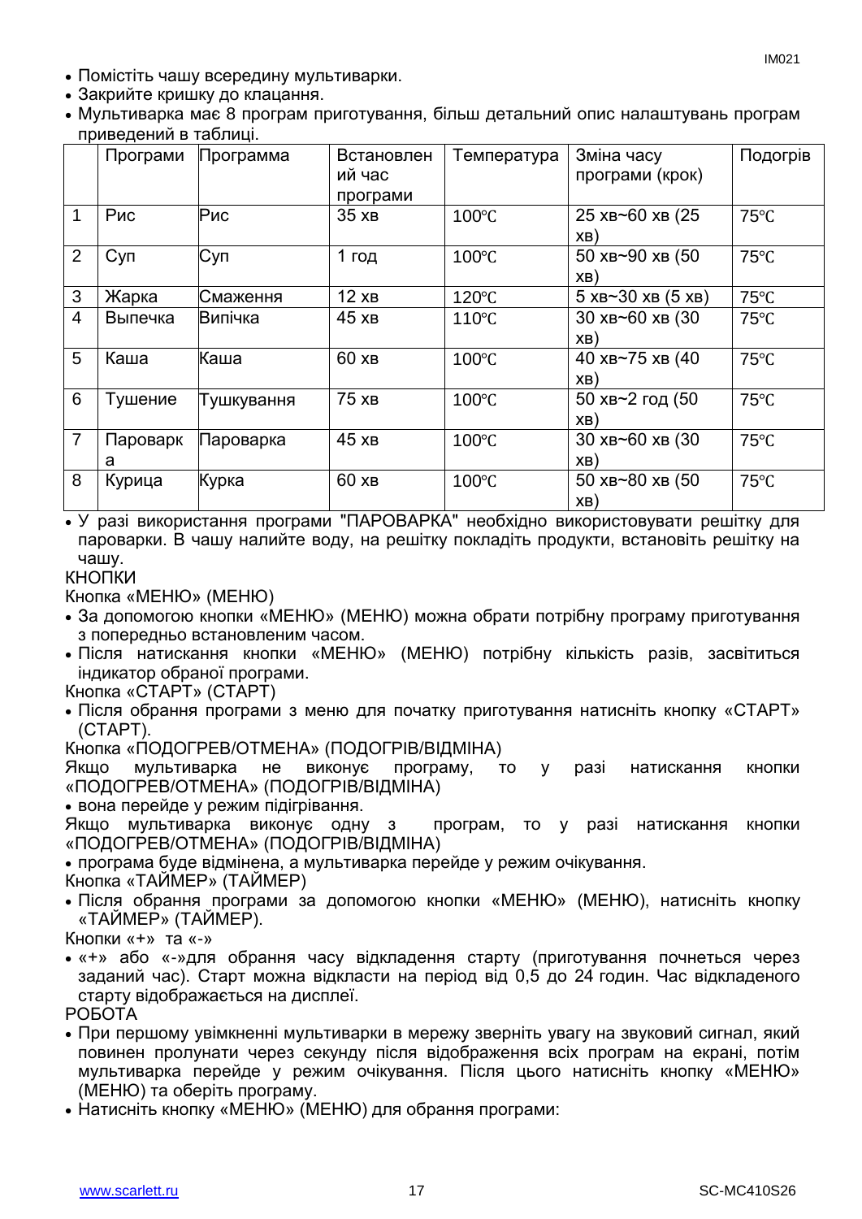- Помістіть чашу всередину мультиварки.
- Закрийте кришку до клацання.
- Мультиварка має 8 програм приготування, більш детальний опис налаштувань програм приведений в таблиці.

| | Програми | Программа | Встановлений час програми | Температура | Зміна часу програми (крок) | Подогрів |
|---|---|---|---|---|---|---|
| 1 | Рис | Рис | 35 хв | 100℃ | 25 хв~60 хв (25 хв) | 75℃ |
| 2 | Суп | Суп | 1 год | 100℃ | 50 хв~90 хв (50 хв) | 75℃ |
| 3 | Жарка | Смаження | 12 хв | 120℃ | 5 хв~30 хв (5 хв) | 75℃ |
| 4 | Выпечка | Випічка | 45 хв | 110℃ | 30 хв~60 хв (30 хв) | 75℃ |
| 5 | Каша | Каша | 60 хв | 100℃ | 40 хв~75 хв (40 хв) | 75℃ |
| 6 | Тушение | Тушкування | 75 хв | 100℃ | 50 хв~2 год (50 хв) | 75℃ |
| 7 | Пароварка | Пароварка | 45 хв | 100℃ | 30 хв~60 хв (30 хв) | 75℃ |
| 8 | Курица | Курка | 60 хв | 100℃ | 50 хв~80 хв (50 хв) | 75℃ |

- У разі використання програми "ПАРОВАРКА" необхідно використовувати решітку для пароварки. В чашу налийте воду, на решітку покладіть продукти, встановіть решітку на чашу.

КНОПКИ

Кнопка «МЕНЮ» (МЕНЮ)

- За допомогою кнопки «МЕНЮ» (МЕНЮ) можна обрати потрібну програму приготування з попередньо встановленим часом.
- Після натискання кнопки «МЕНЮ» (МЕНЮ) потрібну кількість разів, засвітиться індикатор обраної програми.

Кнопка «СТАРТ» (СТАРТ)

- Після обрання програми з меню для початку приготування натисніть кнопку «СТАРТ» (СТАРТ).

Кнопка «ПОДОГРЕВ/ОТМЕНА» (ПОДОГРІВ/ВІДМІНА)

Якщо мультиварка не виконує програму, то у разі натискання кнопки «ПОДОГРЕВ/ОТМЕНА» (ПОДОГРІВ/ВІДМІНА)

- вона перейде у режим підігрівання.

Якщо мультиварка виконує одну з програм, то у разі натискання кнопки «ПОДОГРЕВ/ОТМЕНА» (ПОДОГРІВ/ВІДМІНА)

- програма буде відмінена, а мультиварка перейде у режим очікування.

Кнопка «ТАЙМЕР» (ТАЙМЕР)

- Після обрання програми за допомогою кнопки «МЕНЮ» (МЕНЮ), натисніть кнопку «ТАЙМЕР» (ТАЙМЕР).

Кнопки «+» та «-»

- «+» або «-»для обрання часу відкладення старту (приготування почнеться через заданий час). Старт можна відкласти на період від 0,5 до 24 годин. Час відкладеного старту відображається на дисплеї.

РОБОТА

- При першому увімкненні мультиварки в мережу зверніть увагу на звуковий сигнал, який повинен пролунати через секунду після відображення всіх програм на екрані, потім мультиварка перейде у режим очікування. Після цього натисніть кнопку «МЕНЮ» (МЕНЮ) та оберіть програму.
- Натисніть кнопку «МЕНЮ» (МЕНЮ) для обрання програми: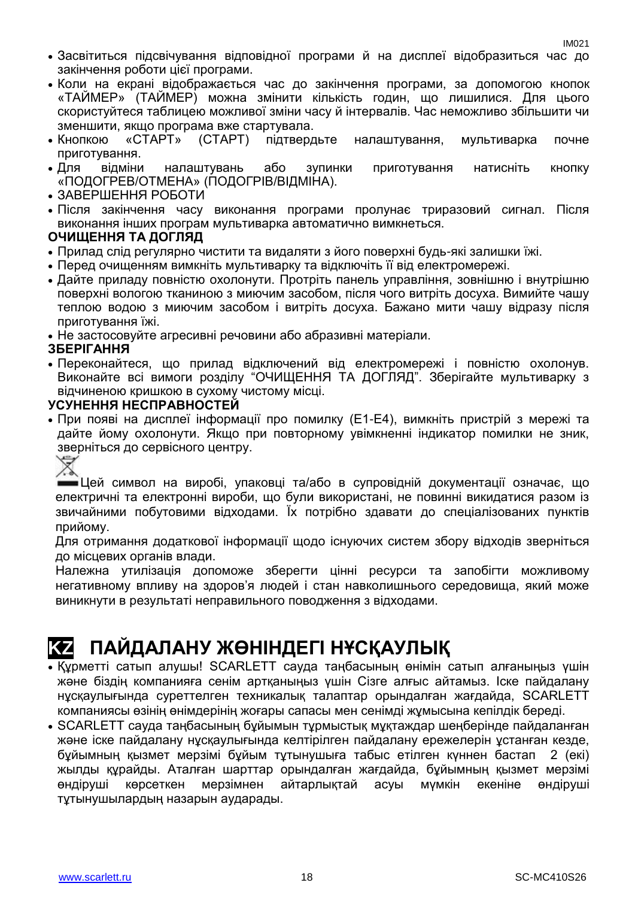- Засвітиться підсвічування відповідної програми й на дисплеї відобразиться час до закінчення роботи цієї програми.
- Коли на екрані відображається час до закінчення програми, за допомогою кнопок «ТАЙМЕР» (ТАЙМЕР) можна змінити кількість годин, що лишилися. Для цього скористуйтеся таблицею можливої зміни часу й інтервалів. Час неможливо збільшити чи зменшити, якщо програма вже стартувала.
- Кнопкою «СТАРТ» (СТАРТ) підтвердьте налаштування, мультиварка почне приготування.
- Для відміни налаштувань або зупинки приготування натисніть кнопку «ПОДОГРЕВ/ОТМЕНА» (ПОДОГРІВ/ВІДМІНА).
- ЗАВЕРШЕННЯ РОБОТИ
- Після закінчення часу виконання програми пролунає триразовий сигнал. Після виконання інших програм мультиварка автоматично вимкнеться.

**ОЧИЩЕННЯ ТА ДОГЛЯД**

- Прилад слід регулярно чистити та видаляти з його поверхні будь-які залишки їжі.
- Перед очищенням вимкніть мультиварку та відключіть її від електромережі.
- Дайте приладу повністю охолонути. Протріть панель управління, зовнішню і внутрішню поверхні вологою тканиною з миючим засобом, після чого витріть досуха. Вимийте чашу теплою водою з миючим засобом і витріть досуха. Бажано мити чашу відразу після приготування їжі.
- Не застосовуйте агресивні речовини або абразивні матеріали.

**ЗБЕРІГАННЯ**

- Переконайтеся, що прилад відключений від електромережі і повністю охолонув. Виконайте всі вимоги розділу "ОЧИЩЕННЯ ТА ДОГЛЯД". Зберігайте мультиварку з відчиненою кришкою в сухому чистому місці.

**УСУНЕННЯ НЕСПРАВНОСТЕЙ**

- При появі на дисплеї інформації про помилку (E1-E4), вимкніть пристрій з мережі та дайте йому охолонути. Якщо при повторному увімкненні індикатор помилки не зник, зверніться до сервісного центру.

Цей символ на виробі, упаковці та/або в супровідній документації означає, що електричні та електронні вироби, що були використані, не повинні викидатися разом із звичайними побутовими відходами. Їх потрібно здавати до спеціалізованих пунктів прийому.

Для отримання додаткової інформації щодо існуючих систем збору відходів зверніться до місцевих органів влади.

Належна утилізація допоможе зберегти цінні ресурси та запобігти можливому негативному впливу на здоров'я людей і стан навколишнього середовища, який може виникнути в результаті неправильного поводження з відходами.

# KZ ПАЙДАЛАНУ ЖӨНІНДЕГІ НҰСҚАУЛЫҚ

- Құрметті сатып алушы! SCARLETT сауда таңбасының өнімін сатып алғаныңыз үшін және біздің компанияға сенім артқаныңыз үшін Сізге алғыс айтамыз. Іске пайдалану нұсқаулығында суреттелген техникалық талаптар орындалған жағдайда, SCARLETT компаниясы өзінің өнімдерінің жоғары сапасы мен сенімді жұмысына кепілдік береді.
- SCARLETT сауда таңбасының бұйымын тұрмыстық мұқтаждар шеңберінде пайдаланған және іске пайдалану нұсқаулығында келтірілген пайдалану ережелерін ұстанған кезде, бұйымның қызмет мерзімі бұйым тұтынушыға табыс етілген күннен бастап 2 (екі) жылды құрайды. Аталған шарттар орындалған жағдайда, бұйымның қызмет мерзімі өндіруші көрсеткен мерзімнен айтарлықтай асуы мүмкін екеніне өндіруші тұтынушылардың назарын аударады.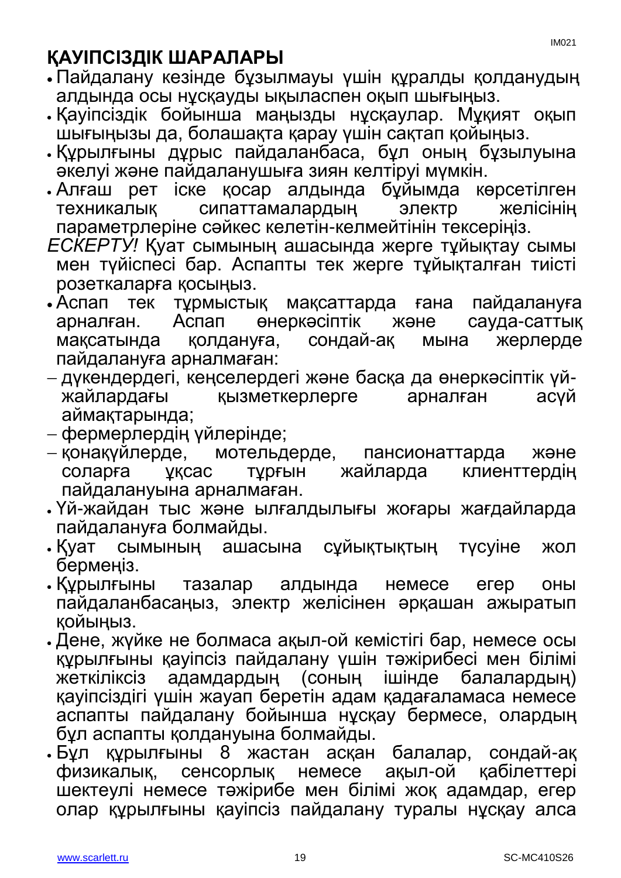## ҚАУІПСІЗДІК ШАРАЛАРЫ

- Пайдалану кезінде бұзылмауы үшін құралды қолданудың алдында осы нұсқауды ықыласпен оқып шығыңыз.
- Қауіпсіздік бойынша маңызды нұсқаулар. Мұқият оқып шығыңызы да, болашақта қарау үшін сақтап қойыңыз.
- Құрылғыны дұрыс пайдаланбаса, бұл оның бұзылуына әкелуі және пайдаланушыға зиян келтіруі мүмкін.
- Алғаш рет іске қосар алдында бұйымда көрсетілген техникалық сипаттамалардың электр желісінің параметрлеріне сәйкес келетін-келмейтінін тексеріңіз.

*ЕСКЕРТУ!* Қуат сымының ашасында жерге тұйықтау сымы мен түйіспесі бар. Аспапты тек жерге тұйықталған тиісті розеткаларға қосыңыз.

- Аспап тек тұрмыстық мақсаттарда ғана пайдалануға арналған. Аспап өнеркәсіптік және сауда-саттық мақсатында қолдануға, сондай-ақ мына жерлерде пайдалануға арналмаған:
  - дүкендердегі, кеңселердегі және басқа да өнеркәсіптік үй-жайлардағы қызметкерлерге арналған асүй аймақтарында;
  - фермерлердің үйлерінде;
  - қонақүйлерде, мотельдерде, пансионаттарда және соларға ұқсас тұрғын жайларда клиенттердің пайдалануына арналмаған.
- Үй-жайдан тыс және ылғалдылығы жоғары жағдайларда пайдалануға болмайды.
- Қуат сымының ашасына сұйықтықтың түсуіне жол бермеңіз.
- Құрылғыны тазалар алдында немесе егер оны пайдаланбасаңыз, электр желісінен әрқашан ажыратып қойыңыз.
- Дене, жүйке не болмаса ақыл-ой кемістігі бар, немесе осы құрылғыны қауіпсіз пайдалану үшін тәжірибесі мен білімі жеткіліксіз адамдардың (соның ішінде балалардың) қауіпсіздігі үшін жауап беретін адам қадағаламаса немесе аспапты пайдалану бойынша нұсқау бермесе, олардың бұл аспапты қолдануына болмайды.
- Бұл құрылғыны 8 жастан асқан балалар, сондай-ақ физикалық, сенсорлық немесе ақыл-ой қабілеттері шектеулі немесе тәжірибе мен білімі жоқ адамдар, егер олар құрылғыны қауіпсіз пайдалану туралы нұсқау алса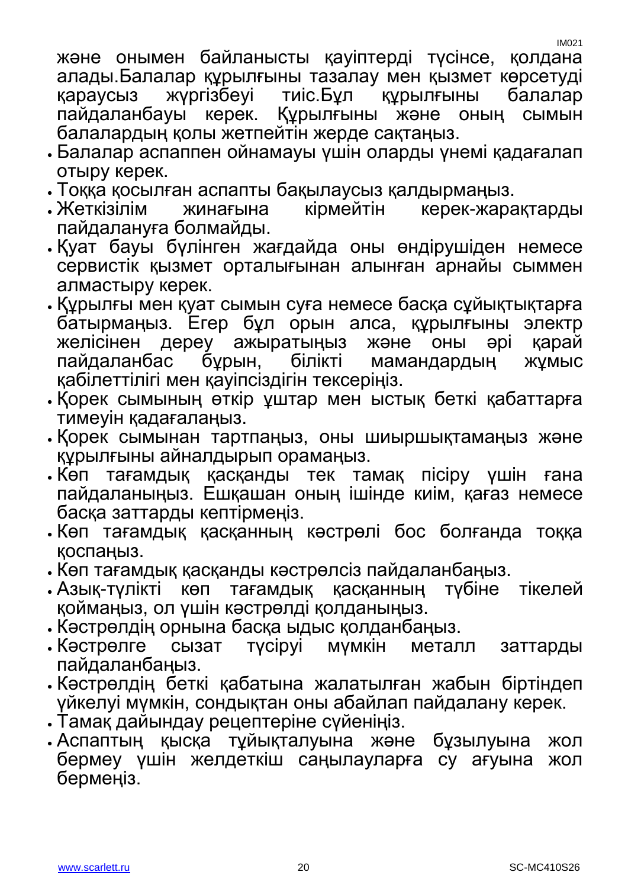және онымен байланысты қауіптерді түсінсе, қолдана алады.Балалар құрылғыны тазалау мен қызмет көрсетуді қараусыз жүргізбеуі тиіс.Бұл құрылғыны балалар пайдаланбауы керек. Құрылғыны және оның сымын балалардың қолы жетпейтін жерде сақтаңыз.

- Балалар аспаппен ойнамауы үшін оларды үнемі қадағалап отыру керек.
- Тоққа қосылған аспапты бақылаусыз қалдырмаңыз.
- Жеткізілім жинағына кірмейтін керек-жарақтарды пайдалануға болмайды.
- Қуат бауы бүлінген жағдайда оны өндірушіден немесе сервистік қызмет орталығынан алынған арнайы сыммен алмастыру керек.
- Құрылғы мен қуат сымын суға немесе басқа сұйықтықтарға батырмаңыз. Егер бұл орын алса, құрылғыны электр желісінен дереу ажыратыңыз және оны әрі қарай пайдаланбас бұрын, білікті мамандардың жұмыс қабілеттілігі мен қауіпсіздігін тексеріңіз.
- Қорек сымының өткір ұштар мен ыстық беткі қабаттарға тимеуін қадағалаңыз.
- Қорек сымынан тартпаңыз, оны шиыршықтамаңыз және құрылғыны айналдырып орамаңыз.
- Көп тағамдық қасқанды тек тамақ пісіру үшін ғана пайдаланыңыз. Ешқашан оның ішінде киім, қағаз немесе басқа заттарды кептірмеңіз.
- Көп тағамдық қасқанның кәстрөлі бос болғанда тоққа қоспаңыз.
- Көп тағамдық қасқанды кәстрөлсіз пайдаланбаңыз.
- Азық-түлікті көп тағамдық қасқанның түбіне тікелей қоймаңыз, ол үшін кәстрөлді қолданыңыз.
- Кәстрөлдің орнына басқа ыдыс қолданбаңыз.
- Кәстрөлге сызат түсіруі мүмкін металл заттарды пайдаланбаңыз.
- Кәстрөлдің беткі қабатына жалатылған жабын біртіндеп үйкелуі мүмкін, сондықтан оны абайлап пайдалану керек.
- Тамақ дайындау рецептеріне сүйеніңіз.
- Аспаптың қысқа тұйықталуына және бұзылуына жол бермеу үшін желдеткіш саңылауларға су ағуына жол бермеңіз.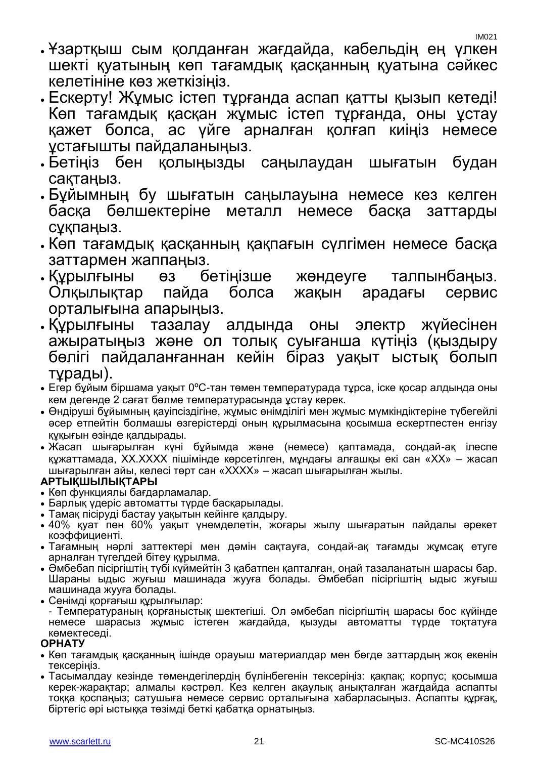- Ұзартқыш сым қолданған жағдайда, кабельдің ең үлкен шекті қуатының көп тағамдық қасқанның қуатына сәйкес келетініне көз жеткізіңіз.
- Ескерту! Жұмыс істеп тұрғанда аспап қатты қызып кетеді! Көп тағамдық қасқан жұмыс істеп тұрғанда, оны ұстау қажет болса, ас үйге арналған қолғап киіңіз немесе ұстағышты пайдаланыңыз.
- Бетіңіз бен қолыңызды саңылаудан шығатын будан сақтаңыз.
- Бұйымның бу шығатын саңылауына немесе кез келген басқа бөлшектеріне металл немесе басқа заттарды сұқпаңыз.
- Көп тағамдық қасқанның қақпағын сүлгімен немесе басқа заттармен жаппаңыз.
- Құрылғыны өз бетіңізше жөндеуге талпынбаңыз. Олқылықтар пайда болса жақын арадағы сервис орталығына апарыңыз.
- Құрылғыны тазалау алдында оны электр жүйесінен ажыратыңыз және ол толық суығанша күтіңіз (қыздыру бөлігі пайдаланғаннан кейін біраз уақыт ыстық болып тұрады).
- Егер бұйым біршама уақыт 0ºС-тан төмен температурада тұрса, іске қосар алдында оны кем дегенде 2 сағат бөлме температурасында ұстау керек.
- Өндіруші бұйымның қауіпсіздігіне, жұмыс өнімділігі мен жұмыс мүмкіндіктеріне түбегейлі әсер етпейтін болмашы өзгерістерді оның құрылмасына қосымша ескертпестен енгізу құқығын өзінде қалдырады.
- Жасап шығарылған күні бұйымда және (немесе) қаптамада, сондай-ақ ілеспе құжаттамада, XX.XXXX пішімінде көрсетілген, мұндағы алғашқы екі сан «XX» – жасап шығарылған айы, келесі төрт сан «XXXX» – жасап шығарылған жылы.

**АРТЫҚШЫЛЫҚТАРЫ**

- Көп функциялы бағдарламалар.
- Барлық үдеріс автоматты түрде басқарылады.
- Тамақ пісіруді бастау уақытын кейінге қалдыру.
- 40% қуат пен 60% уақыт үнемделетін, жоғары жылу шығаратын пайдалы әрекет коэффициенті.
- Тағамның нәрлі заттектері мен дәмін сақтауға, сондай-ақ тағамды жұмсақ етуге арналған түгелдей бітеу құрылма.
- Әмбебап пісіргіштің түбі күймейтін 3 қабатпен қапталған, оңай тазаланатын шарасы бар. Шараны ыдыс жуғыш машинада жууға болады. Әмбебап пісіргіштің ыдыс жуғыш машинада жууға болады.
- Сенімді қорғағыш құрылғылар:
  - Температураның қорғаныстық шектегіші. Ол әмбебап пісіргіштің шарасы бос күйінде немесе шарасыз жұмыс істеген жағдайда, қызуды автоматты түрде тоқтатуға көмектеседі.

**ОРНАТУ**

- Көп тағамдық қасқанның ішінде орауыш материалдар мен бөгде заттардың жоқ екенін тексеріңіз.
- Тасымалдау кезінде төмендегілердің бүлінбегенін тексеріңіз: қақпақ; корпус; қосымша керек-жарақтар; алмалы кәстрөл. Кез келген ақаулық анықталған жағдайда аспапты тоққа қоспаңыз; сатушыға немесе сервис орталығына хабарласыңыз. Аспапты құрғақ, біртегіс әрі ыстыққа төзімді беткі қабатқа орнатыңыз.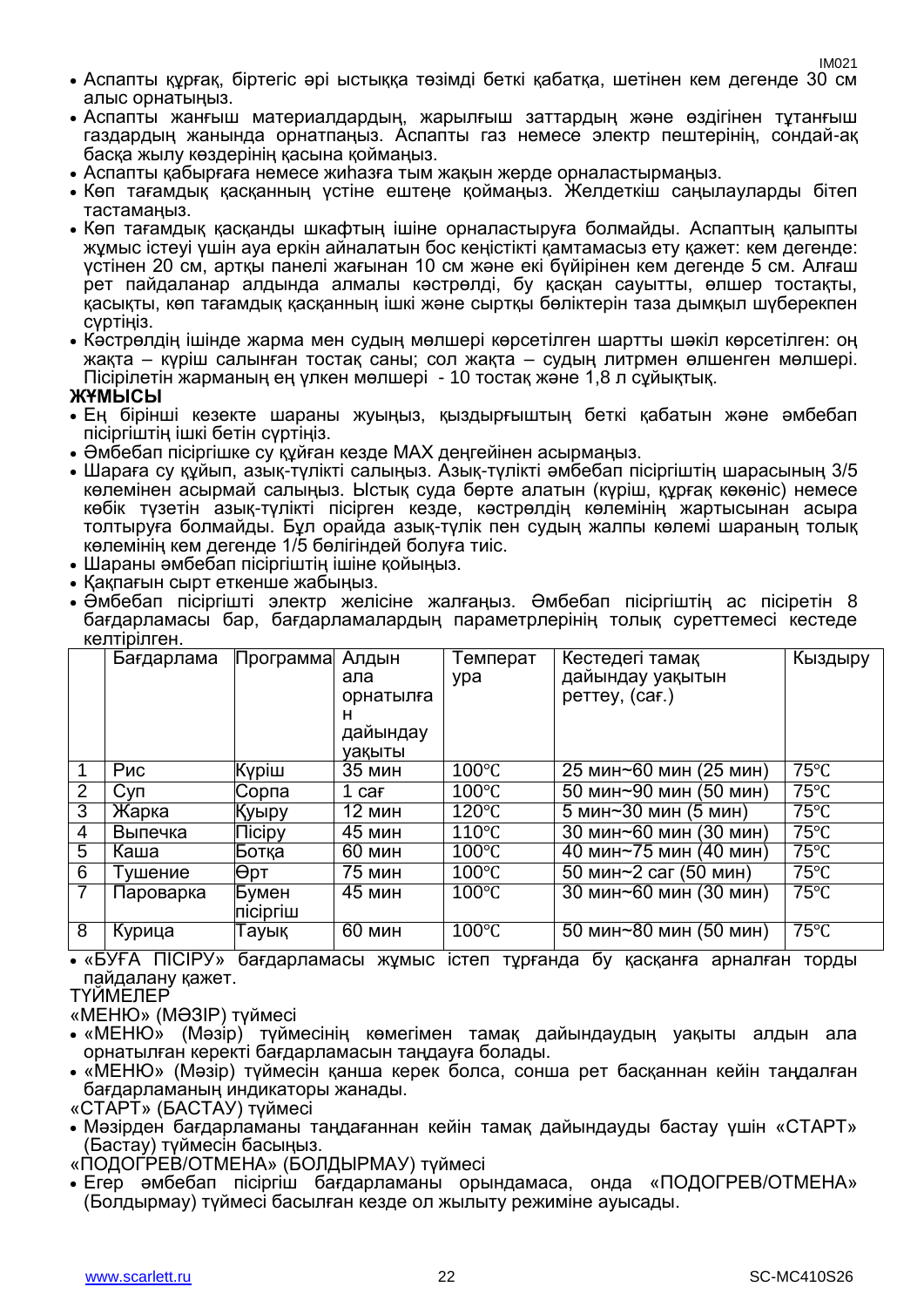- Аспапты құрғақ, біртегіс әрі ыстыққа төзімді беткі қабатқа, шетінен кем дегенде 30 см алыс орнатыңыз.
- Аспапты жанғыш материалдардың, жарылғыш заттардың және өздігінен тұтанғыш газдардың жанында орнатпаңыз. Аспапты газ немесе электр пештерінің, сондай-ақ басқа жылу көздерінің қасына қоймаңыз.
- Аспапты қабырғаға немесе жиһазға тым жақын жерде орналастырмаңыз.
- Көп тағамдық қасқанның үстіне ештеңе қоймаңыз. Желдеткіш саңылауларды бітеп тастамаңыз.
- Көп тағамдық қасқанды шкафтың ішіне орналастыруға болмайды. Аспаптың қалыпты жұмыс істеуі үшін ауа еркін айналатын бос кеңістікті қамтамасыз ету қажет: кем дегенде: үстінен 20 см, артқы панелі жағынан 10 см және екі бүйірінен кем дегенде 5 см. Алғаш рет пайдаланар алдында алмалы кәстрөлді, бу қасқан сауытты, өлшер тостақты, қасықты, көп тағамдық қасқанның ішкі және сыртқы бөліктерін таза дымқыл шүберекпен сүртіңіз.
- Кәстрөлдің ішінде жарма мен судың мөлшері көрсетілген шартты шәкіл көрсетілген: оң жақта – күріш салынған тостақ саны; сол жақта – судың литрмен өлшенген мөлшері. Пісірілетін жарманың ең үлкен мөлшері - 10 тостақ және 1,8 л сұйықтық.

**ЖҰМЫСЫ**

- Ең бірінші кезекте шараны жуыңыз, қыздырғыштың беткі қабатын және әмбебап пісіргіштің ішкі бетін сүртіңіз.
- Әмбебап пісіргішке су құйған кезде MAX деңгейінен асырмаңыз.
- Шараға су құйып, азық-түлікті салыңыз. Азық-түлікті әмбебап пісіргіштің шарасының 3/5 көлемінен асырмай салыңыз. Ыстық суда бөрте алатын (күріш, құрғақ көкөніс) немесе көбік түзетін азық-түлікті пісірген кезде, кәстрөлдің көлемінің жартысынан асыра толтыруға болмайды. Бұл орайда азық-түлік пен судың жалпы көлемі шараның толық көлемінің кем дегенде 1/5 бөлігіндей болуға тиіс.
- Шараны әмбебап пісіргіштің ішіне қойыңыз.
- Қақпағын сырт еткенше жабыңыз.
- Әмбебап пісіргішті электр желісіне жалғаңыз. Әмбебап пісіргіштің ас пісіретін 8 бағдарламасы бар, бағдарламалардың параметрлерінің толық суреттемесі кестеде келтірілген.

| | Бағдарлама | Программа | Алдын ала орнатылған дайындау уақыты | Температура | Кестедегі тамақ дайындау уақытын реттеу, (сағ.) | Қыздыру |
|---|---|---|---|---|---|---|
| 1 | Рис | Күріш | 35 мин | 100℃ | 25 мин~60 мин (25 мин) | 75℃ |
| 2 | Суп | Сорпа | 1 сағ | 100℃ | 50 мин~90 мин (50 мин) | 75℃ |
| 3 | Жарка | Қуыру | 12 мин | 120℃ | 5 мин~30 мин (5 мин) | 75℃ |
| 4 | Выпечка | Пісіру | 45 мин | 110℃ | 30 мин~60 мин (30 мин) | 75℃ |
| 5 | Каша | Ботқа | 60 мин | 100℃ | 40 мин~75 мин (40 мин) | 75℃ |
| 6 | Тушение | Өрт | 75 мин | 100℃ | 50 мин~2 сағ (50 мин) | 75℃ |
| 7 | Пароварка | Бумен пісіргіш | 45 мин | 100℃ | 30 мин~60 мин (30 мин) | 75℃ |
| 8 | Курица | Тауық | 60 мин | 100℃ | 50 мин~80 мин (50 мин) | 75℃ |

- «БУҒА ПІСІРУ» бағдарламасы жұмыс істеп тұрғанда бу қасқанға арналған торды пайдалану қажет.

ТҮЙМЕЛЕР

«МЕНЮ» (МӘЗІР) түймесі

- «МЕНЮ» (Мәзір) түймесінің көмегімен тамақ дайындаудың уақыты алдын ала орнатылған керекті бағдарламасын таңдауға болады.
- «МЕНЮ» (Мәзір) түймесін қанша керек болса, сонша рет басқаннан кейін таңдалған бағдарламаның индикаторы жанады.

«СТАРТ» (БАСТАУ) түймесі

- Мәзірден бағдарламаны таңдағаннан кейін тамақ дайындауды бастау үшін «СТАРТ» (Бастау) түймесін басыңыз.

«ПОДОГРЕВ/ОТМЕНА» (БОЛДЫРМАУ) түймесі

- Егер әмбебап пісіргіш бағдарламаны орындамаса, онда «ПОДОГРЕВ/ОТМЕНА» (Болдырмау) түймесі басылған кезде ол жылыту режиміне ауысады.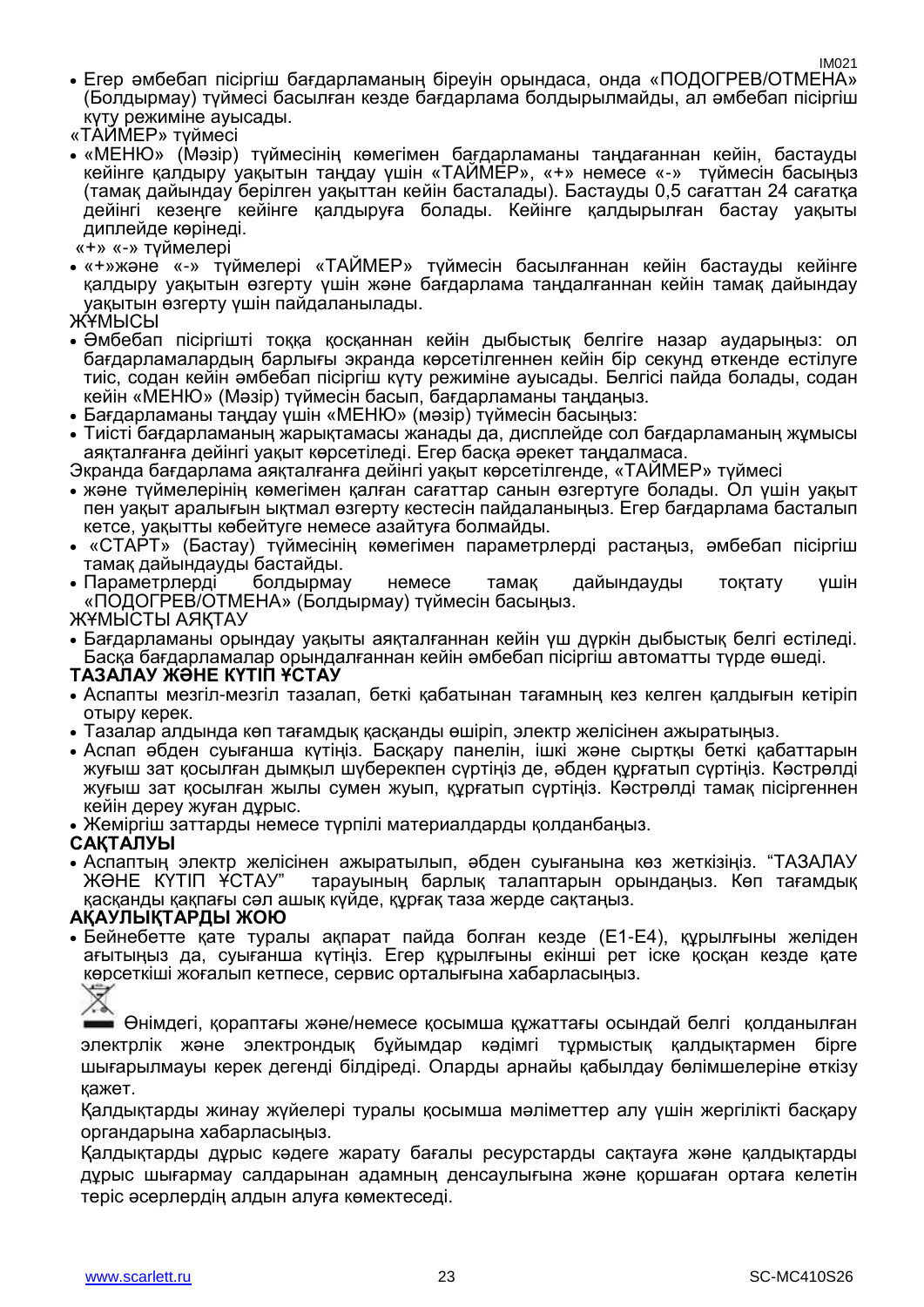- Егер әмбебап пісіргіш бағдарламаның біреуін орындаса, онда «ПОДОГРЕВ/ОТМЕНА» (Болдырмау) түймесі басылған кезде бағдарлама болдырылмайды, ал әмбебап пісіргіш күту режиміне ауысады.

«ТАЙМЕР» түймесі

- «МЕНЮ» (Мәзір) түймесінің көмегімен бағдарламаны таңдағаннан кейін, бастауды кейінге қалдыру уақытын таңдау үшін «ТАЙМЕР», «+» немесе «-» түймесін басыңыз (тамақ дайындау берілген уақыттан кейін басталады). Бастауды 0,5 сағаттан 24 сағатқа дейінгі кезеңге кейінге қалдыруға болады. Кейінге қалдырылған бастау уақыты диплейде көрінеді.

«+» «-» түймелері

- «+»және «-» түймелері «ТАЙМЕР» түймесін басылғаннан кейін бастауды кейінге қалдыру уақытын өзгерту үшін және бағдарлама таңдалғаннан кейін тамақ дайындау уақытын өзгерту үшін пайдаланылады.

ЖҰМЫСЫ

- Әмбебап пісіргішті тоққа қосқаннан кейін дыбыстық белгіге назар аударыңыз: ол бағдарламалардың барлығы экранда көрсетілгеннен кейін бір секунд өткенде естілуге тиіс, содан кейін әмбебап пісіргіш күту режиміне ауысады. Белгісі пайда болады, содан кейін «МЕНЮ» (Мәзір) түймесін басып, бағдарламаны таңдаңыз.
- Бағдарламаны таңдау үшін «МЕНЮ» (мәзір) түймесін басыңыз:
- Тиісті бағдарламаның жарықтамасы жанады да, дисплейде сол бағдарламаның жұмысы аяқталғанға дейінгі уақыт көрсетіледі. Егер басқа әрекет таңдалмаса.

Экранда бағдарлама аяқталғанға дейінгі уақыт көрсетілгенде, «ТАЙМЕР» түймесі

- және түймелерінің көмегімен қалған сағаттар санын өзгертуге болады. Ол үшін уақыт пен уақыт аралығын ықтмал өзгерту кестесін пайдаланыңыз. Егер бағдарлама басталып кетсе, уақытты көбейтуге немесе азайтуға болмайды.
- «СТАРТ» (Бастау) түймесінің көмегімен параметрлерді растаңыз, әмбебап пісіргіш тамақ дайындауды бастайды.
- Параметрлерді болдырмау немесе тамақ дайындауды тоқтату үшін «ПОДОГРЕВ/ОТМЕНА» (Болдырмау) түймесін басыңыз.

ЖҰМЫСТЫ АЯҚТАУ

- Бағдарламаны орындау уақыты аяқталғаннан кейін үш дүркін дыбыстық белгі естіледі. Басқа бағдарламалар орындалғаннан кейін әмбебап пісіргіш автоматты түрде өшеді.

**ТАЗАЛАУ ЖӘНЕ КҮТІП ҰСТАУ**

- Аспапты мезгіл-мезгіл тазалап, беткі қабатынан тағамның кез келген қалдығын кетіріп отыру керек.
- Тазалар алдында көп тағамдық қасқанды өшіріп, электр желісінен ажыратыңыз.
- Аспап әбден суығанша күтіңіз. Басқару панелін, ішкі және сыртқы беткі қабаттарын жуғыш зат қосылған дымқыл шүберекпен сүртіңіз де, әбден құрғатып сүртіңіз. Кәстрөлді жуғыш зат қосылған жылы сумен жуып, құрғатып сүртіңіз. Кәстрөлді тамақ пісіргеннен кейін дереу жуған дұрыс.
- Жеміргіш заттарды немесе түрпілі материалдарды қолданбаңыз.

**САҚТАЛУЫ**

- Аспаптың электр желісінен ажыратылып, әбден суығанына көз жеткізіңіз. "ТАЗАЛАУ ЖӘНЕ КҮТІП ҰСТАУ" тарауының барлық талаптарын орындаңыз. Көп тағамдық қасқанды қақпағы сәл ашық күйде, құрғақ таза жерде сақтаңыз.

**АҚАУЛЫҚТАРДЫ ЖОЮ**

- Бейнебетте қате туралы ақпарат пайда болған кезде (E1-E4), құрылғыны желіден ағытыңыз да, суығанша күтіңіз. Егер құрылғыны екінші рет іске қосқан кезде қате көрсеткіші жоғалып кетпесе, сервис орталығына хабарласыңыз.

Өнімдегі, қораптағы және/немесе қосымша құжаттағы осындай белгі қолданылған электрлік және электрондық бұйымдар кәдімгі тұрмыстық қалдықтармен бірге шығарылмауы керек дегенді білдіреді. Оларды арнайы қабылдау бөлімшелеріне өткізу қажет.

Қалдықтарды жинау жүйелері туралы қосымша мәліметтер алу үшін жергілікті басқару органдарына хабарласыңыз.

Қалдықтарды дұрыс кәдеге жарату бағалы ресурстарды сақтауға және қалдықтарды дұрыс шығармау салдарынан адамның денсаулығына және қоршаған ортаға келетін теріс әсерлердің алдын алуға көмектеседі.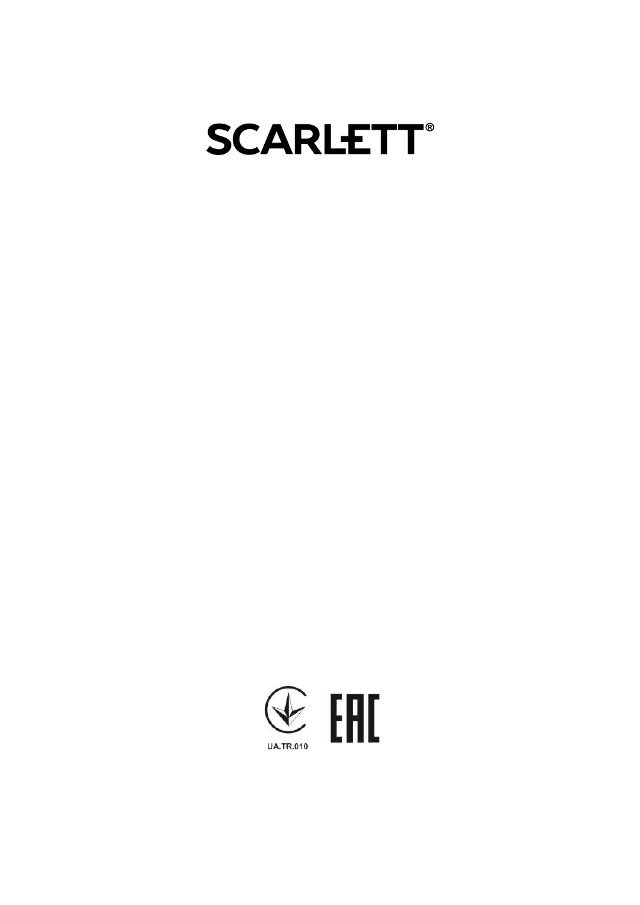# SCARLETT®

UA.TR.010

EAC